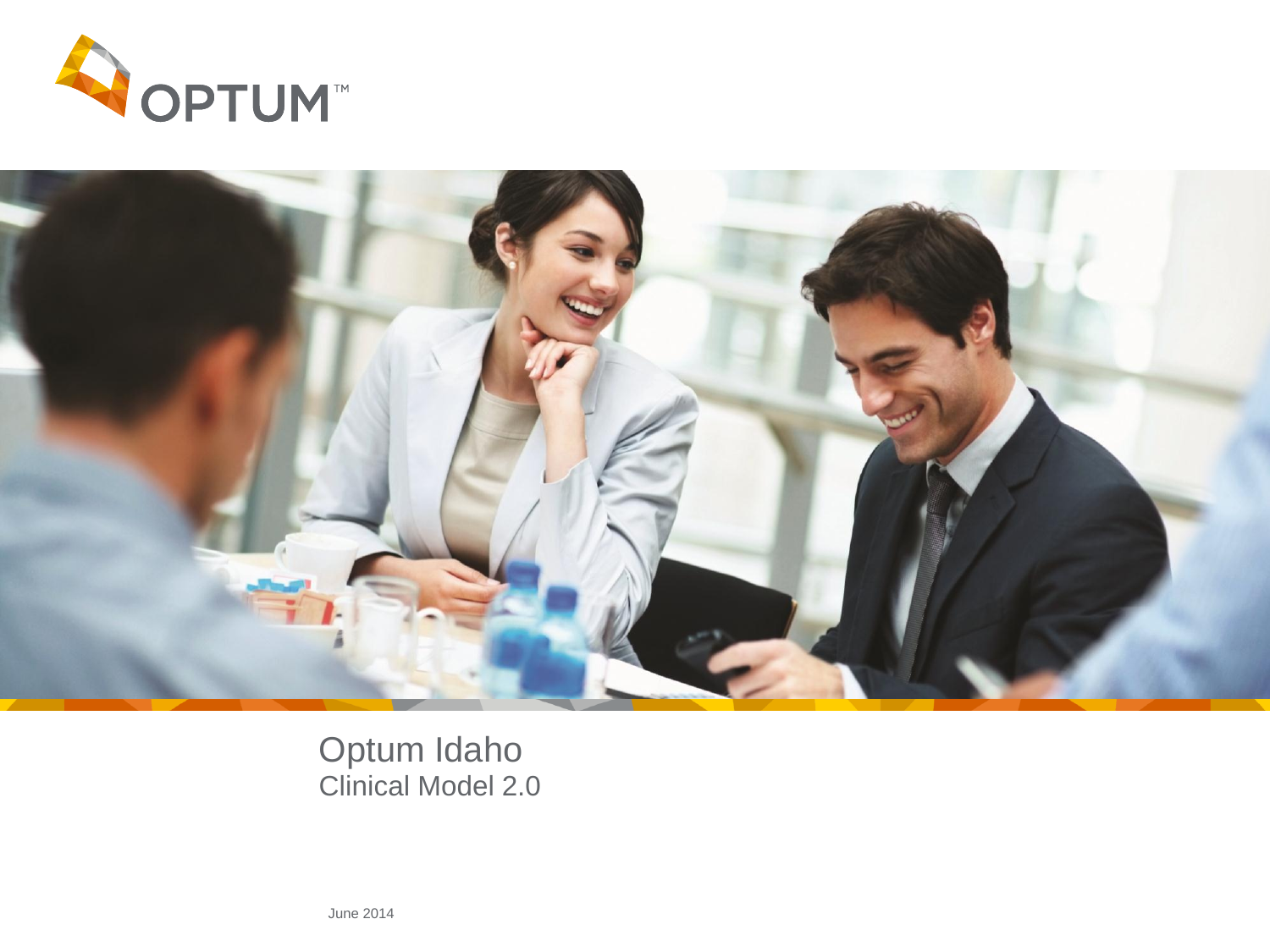OPTUM™

# Optum Idaho

## Clinical Model 2.0

June 2014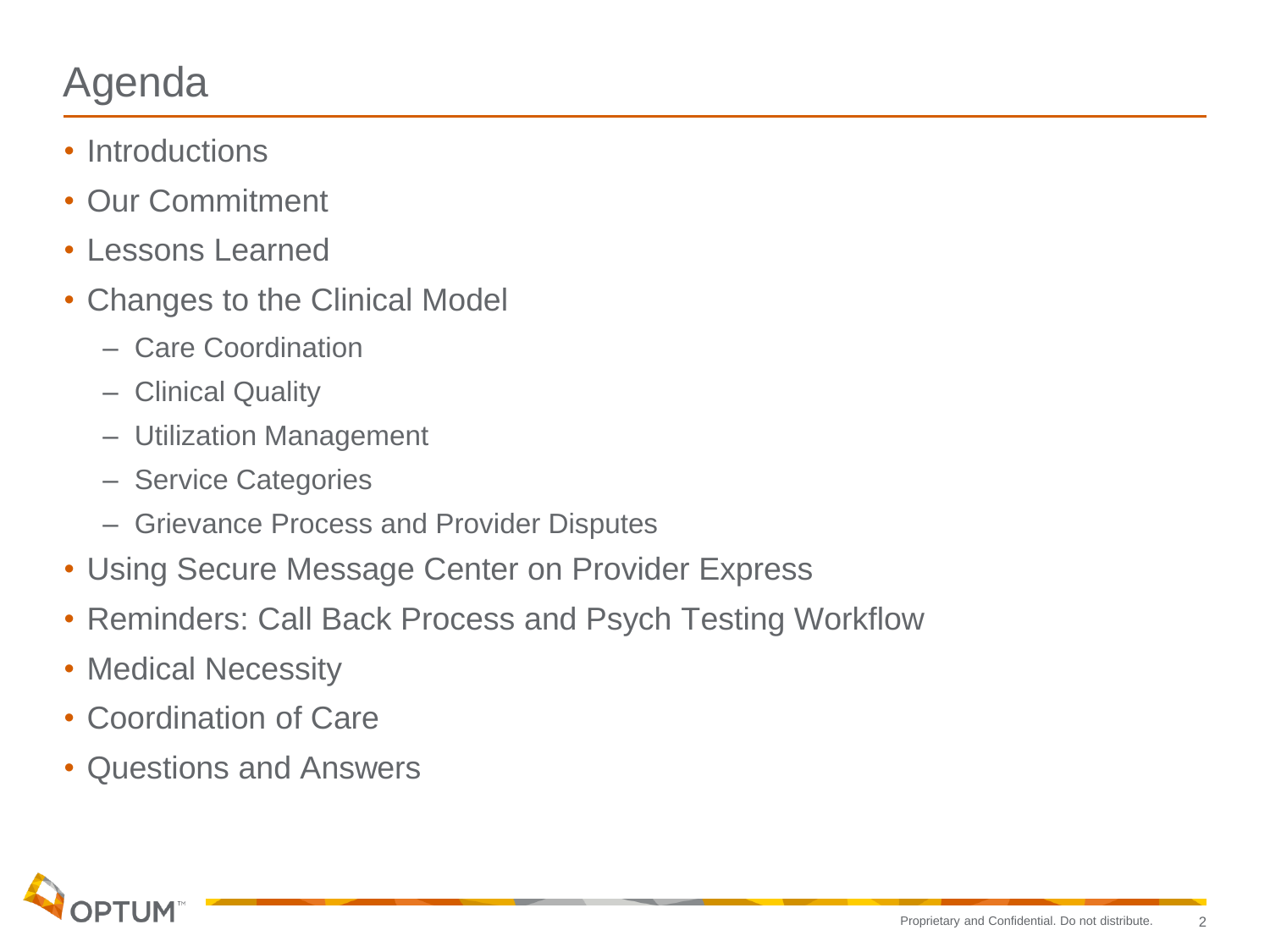# Agenda

- Introductions
- Our Commitment
- Lessons Learned
- Changes to the Clinical Model
  - Care Coordination
  - Clinical Quality
  - Utilization Management
  - Service Categories
  - Grievance Process and Provider Disputes
- Using Secure Message Center on Provider Express
- Reminders: Call Back Process and Psych Testing Workflow
- Medical Necessity
- Coordination of Care
- Questions and Answers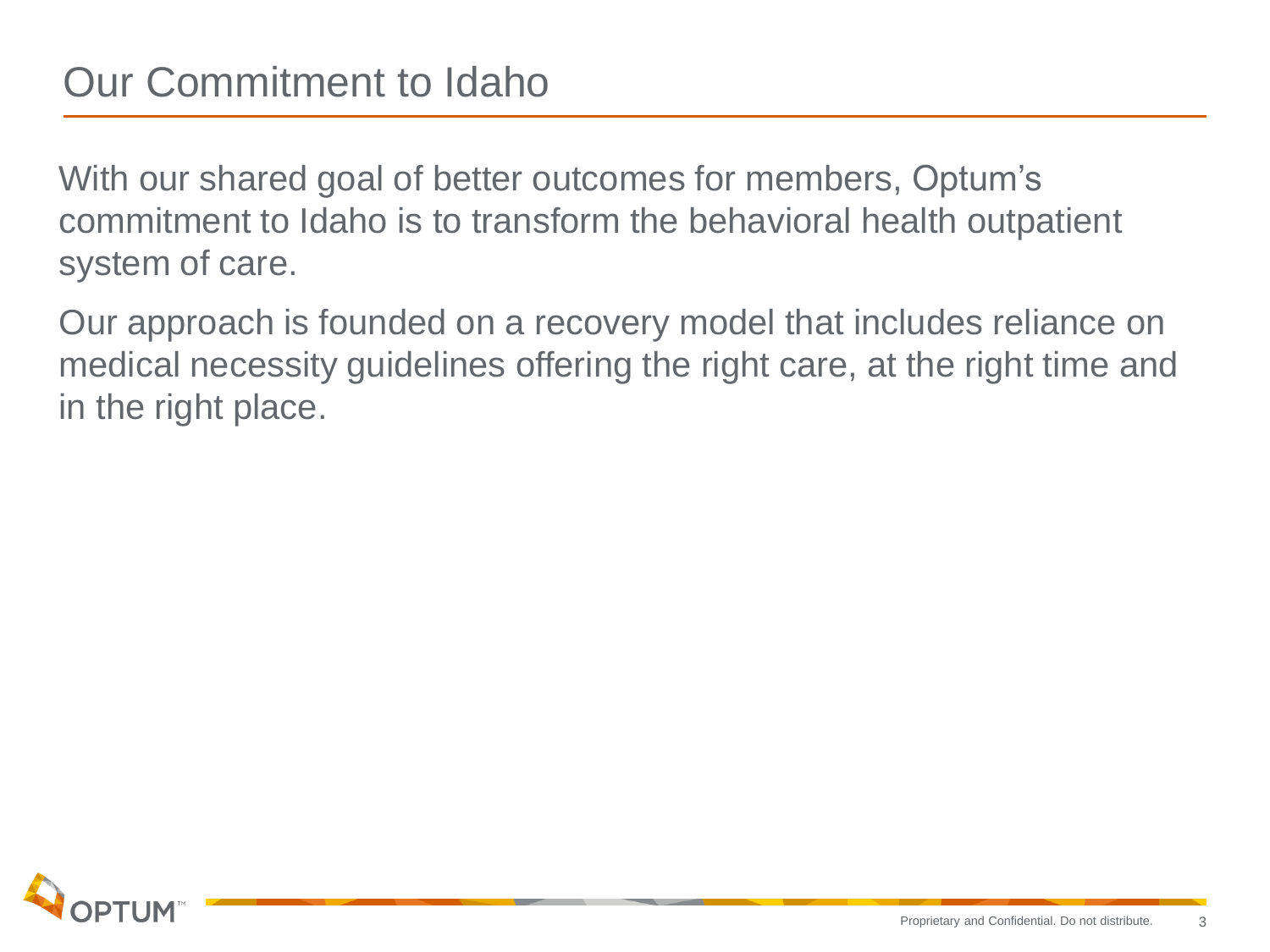# Our Commitment to Idaho

With our shared goal of better outcomes for members, Optum's commitment to Idaho is to transform the behavioral health outpatient system of care.

Our approach is founded on a recovery model that includes reliance on medical necessity guidelines offering the right care, at the right time and in the right place.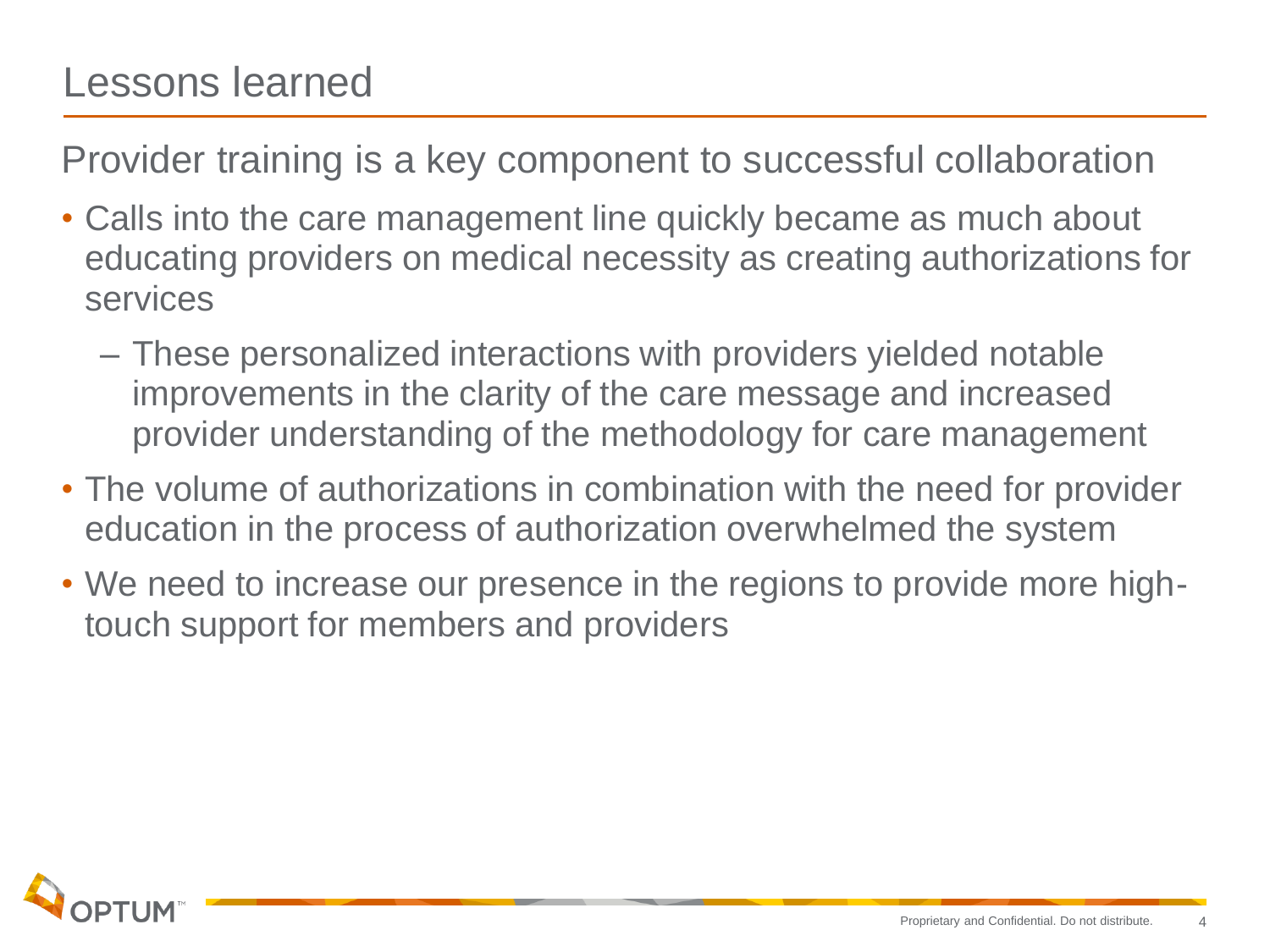# Lessons learned

## Provider training is a key component to successful collaboration

- Calls into the care management line quickly became as much about educating providers on medical necessity as creating authorizations for services
  - These personalized interactions with providers yielded notable improvements in the clarity of the care message and increased provider understanding of the methodology for care management
- The volume of authorizations in combination with the need for provider education in the process of authorization overwhelmed the system
- We need to increase our presence in the regions to provide more high-touch support for members and providers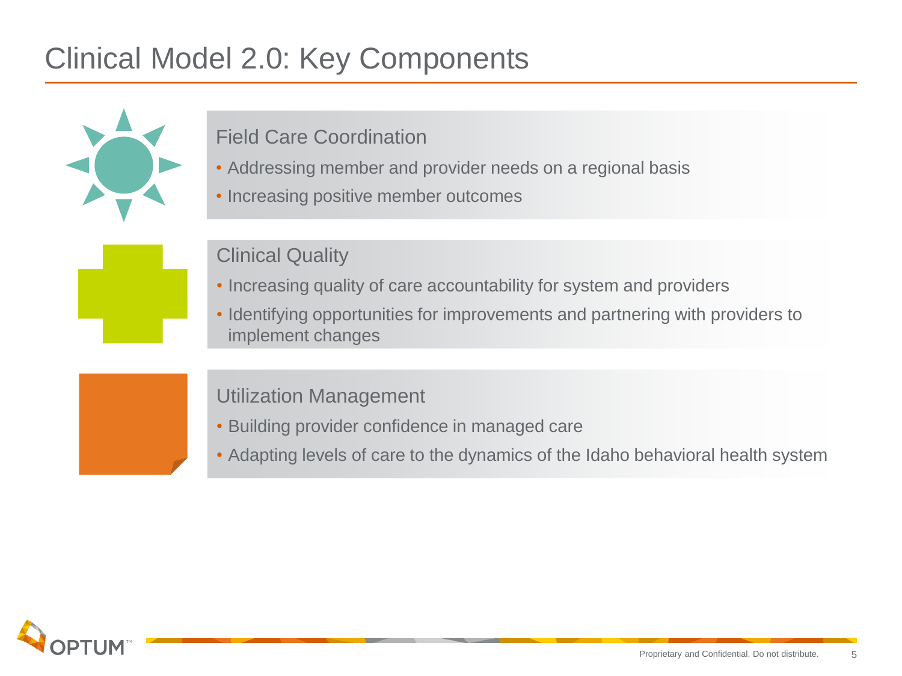# Clinical Model 2.0: Key Components

## Field Care Coordination

- Addressing member and provider needs on a regional basis
- Increasing positive member outcomes

## Clinical Quality

- Increasing quality of care accountability for system and providers
- Identifying opportunities for improvements and partnering with providers to implement changes

## Utilization Management

- Building provider confidence in managed care
- Adapting levels of care to the dynamics of the Idaho behavioral health system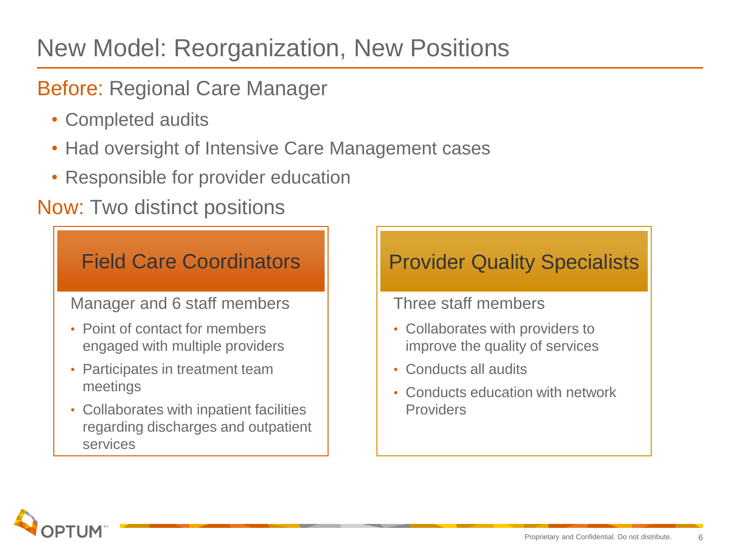# New Model: Reorganization, New Positions

**Before:** Regional Care Manager

- Completed audits
- Had oversight of Intensive Care Management cases
- Responsible for provider education

**Now:** Two distinct positions

## Field Care Coordinators

Manager and 6 staff members

- Point of contact for members engaged with multiple providers
- Participates in treatment team meetings
- Collaborates with inpatient facilities regarding discharges and outpatient services

## Provider Quality Specialists

Three staff members

- Collaborates with providers to improve the quality of services
- Conducts all audits
- Conducts education with network Providers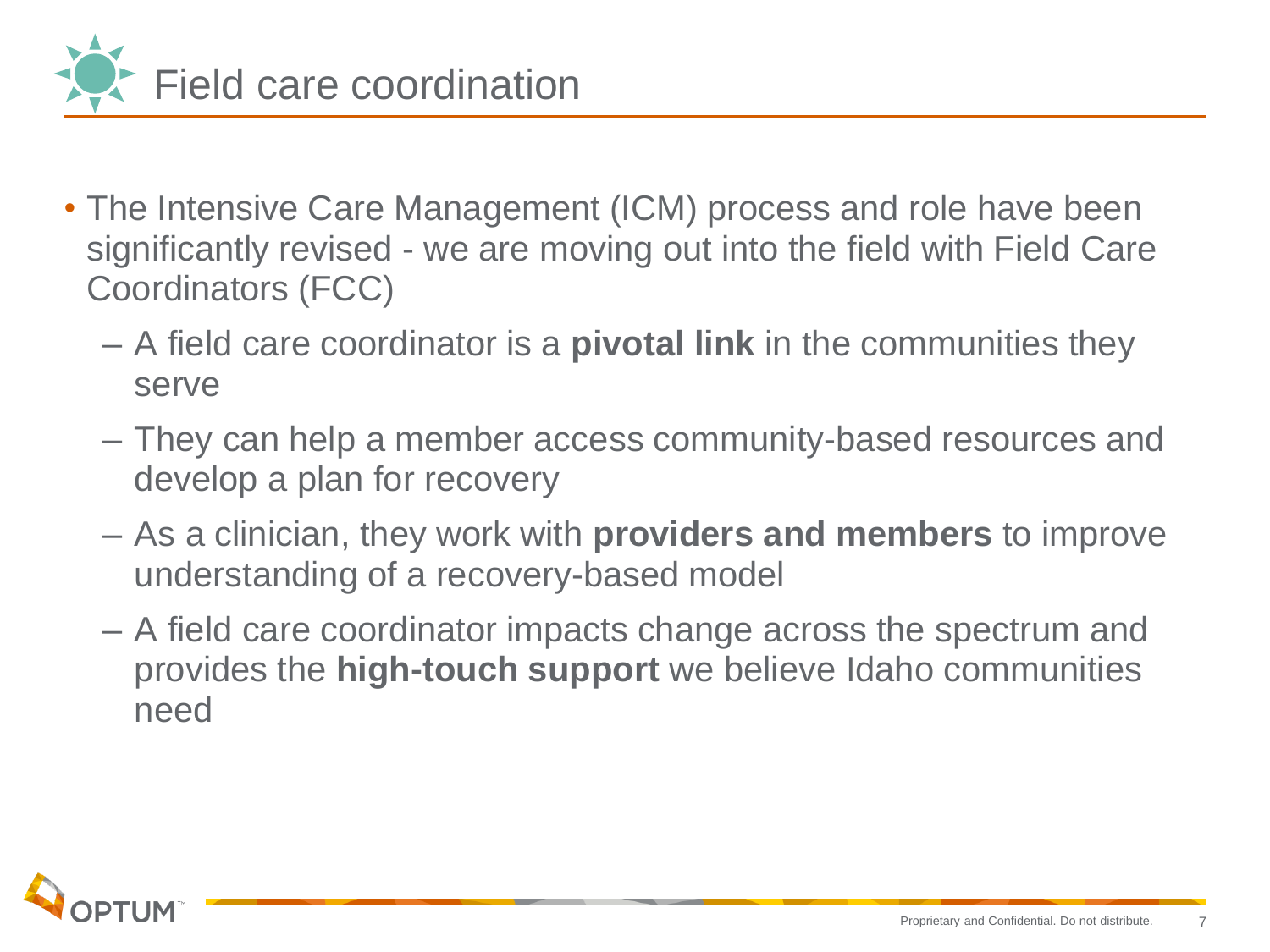# Field care coordination

- The Intensive Care Management (ICM) process and role have been significantly revised - we are moving out into the field with Field Care Coordinators (FCC)
  - A field care coordinator is a **pivotal link** in the communities they serve
  - They can help a member access community-based resources and develop a plan for recovery
  - As a clinician, they work with **providers and members** to improve understanding of a recovery-based model
  - A field care coordinator impacts change across the spectrum and provides the **high-touch support** we believe Idaho communities need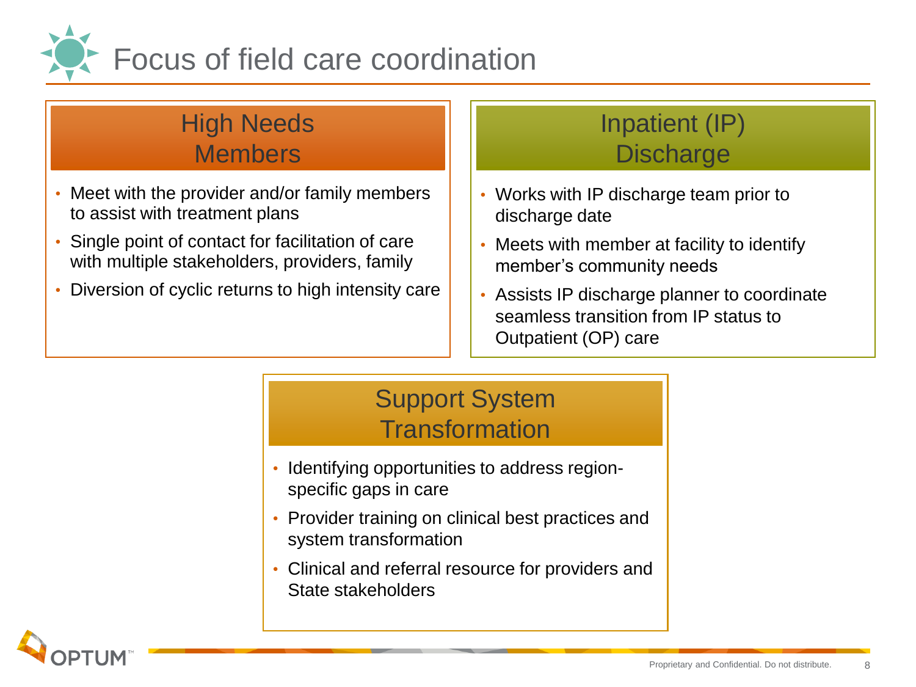# Focus of field care coordination

## High Needs Members

- Meet with the provider and/or family members to assist with treatment plans
- Single point of contact for facilitation of care with multiple stakeholders, providers, family
- Diversion of cyclic returns to high intensity care

## Inpatient (IP) Discharge

- Works with IP discharge team prior to discharge date
- Meets with member at facility to identify member's community needs
- Assists IP discharge planner to coordinate seamless transition from IP status to Outpatient (OP) care

## Support System Transformation

- Identifying opportunities to address region-specific gaps in care
- Provider training on clinical best practices and system transformation
- Clinical and referral resource for providers and State stakeholders

Proprietary and Confidential. Do not distribute.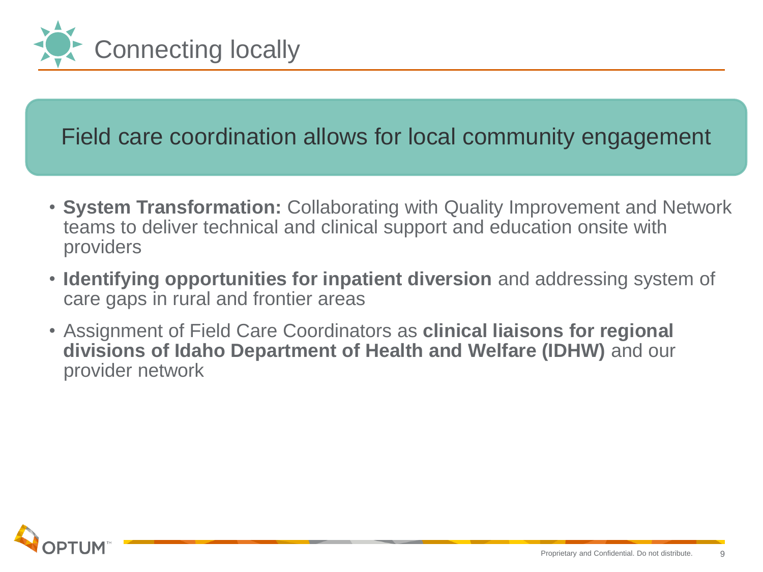# Connecting locally

## Field care coordination allows for local community engagement

- **System Transformation:** Collaborating with Quality Improvement and Network teams to deliver technical and clinical support and education onsite with providers
- **Identifying opportunities for inpatient diversion** and addressing system of care gaps in rural and frontier areas
- Assignment of Field Care Coordinators as **clinical liaisons for regional divisions of Idaho Department of Health and Welfare (IDHW)** and our provider network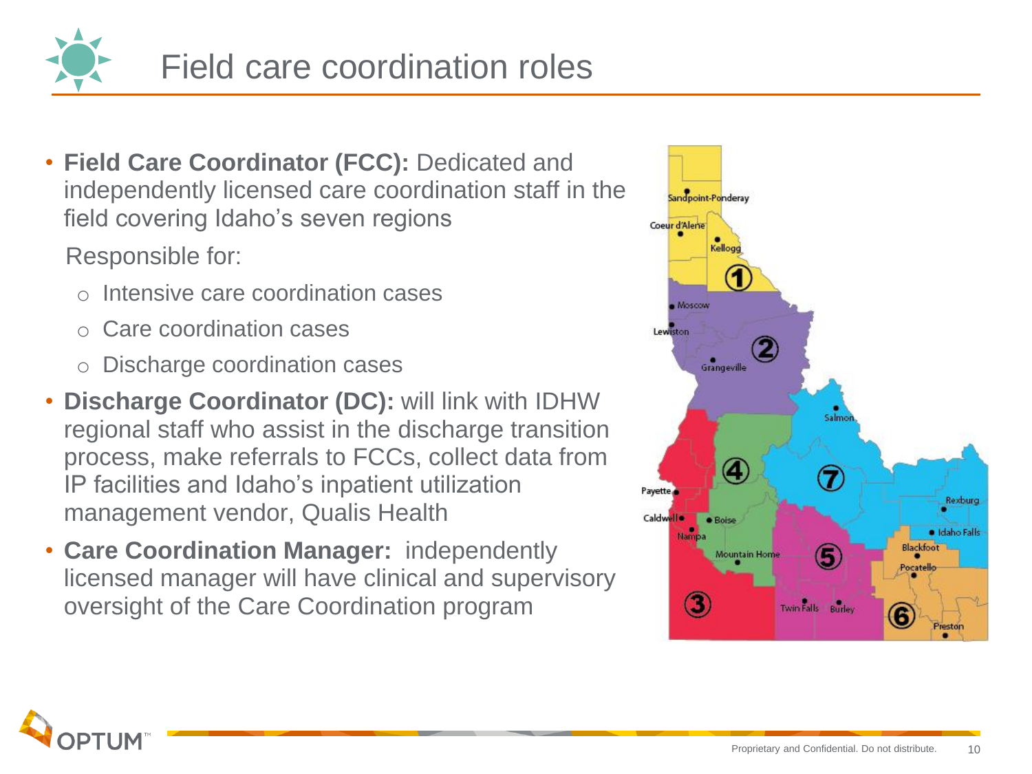# Field care coordination roles

- **Field Care Coordinator (FCC):** Dedicated and independently licensed care coordination staff in the field covering Idaho's seven regions

  Responsible for:

  - Intensive care coordination cases
  - Care coordination cases
  - Discharge coordination cases

- **Discharge Coordinator (DC):** will link with IDHW regional staff who assist in the discharge transition process, make referrals to FCCs, collect data from IP facilities and Idaho's inpatient utilization management vendor, Qualis Health
- **Care Coordination Manager:** independently licensed manager will have clinical and supervisory oversight of the Care Coordination program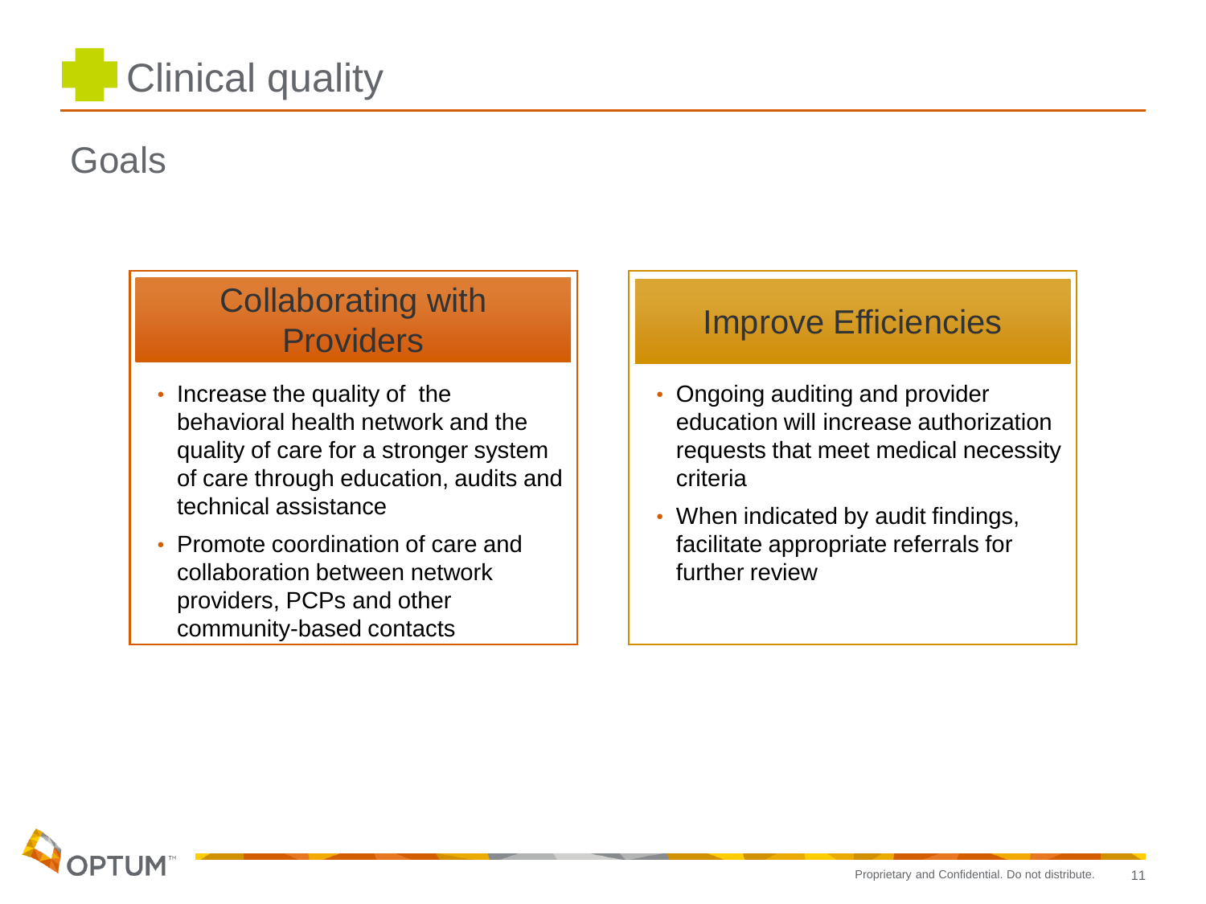# Clinical quality

## Goals

### Collaborating with Providers

- Increase the quality of the behavioral health network and the quality of care for a stronger system of care through education, audits and technical assistance
- Promote coordination of care and collaboration between network providers, PCPs and other community-based contacts

### Improve Efficiencies

- Ongoing auditing and provider education will increase authorization requests that meet medical necessity criteria
- When indicated by audit findings, facilitate appropriate referrals for further review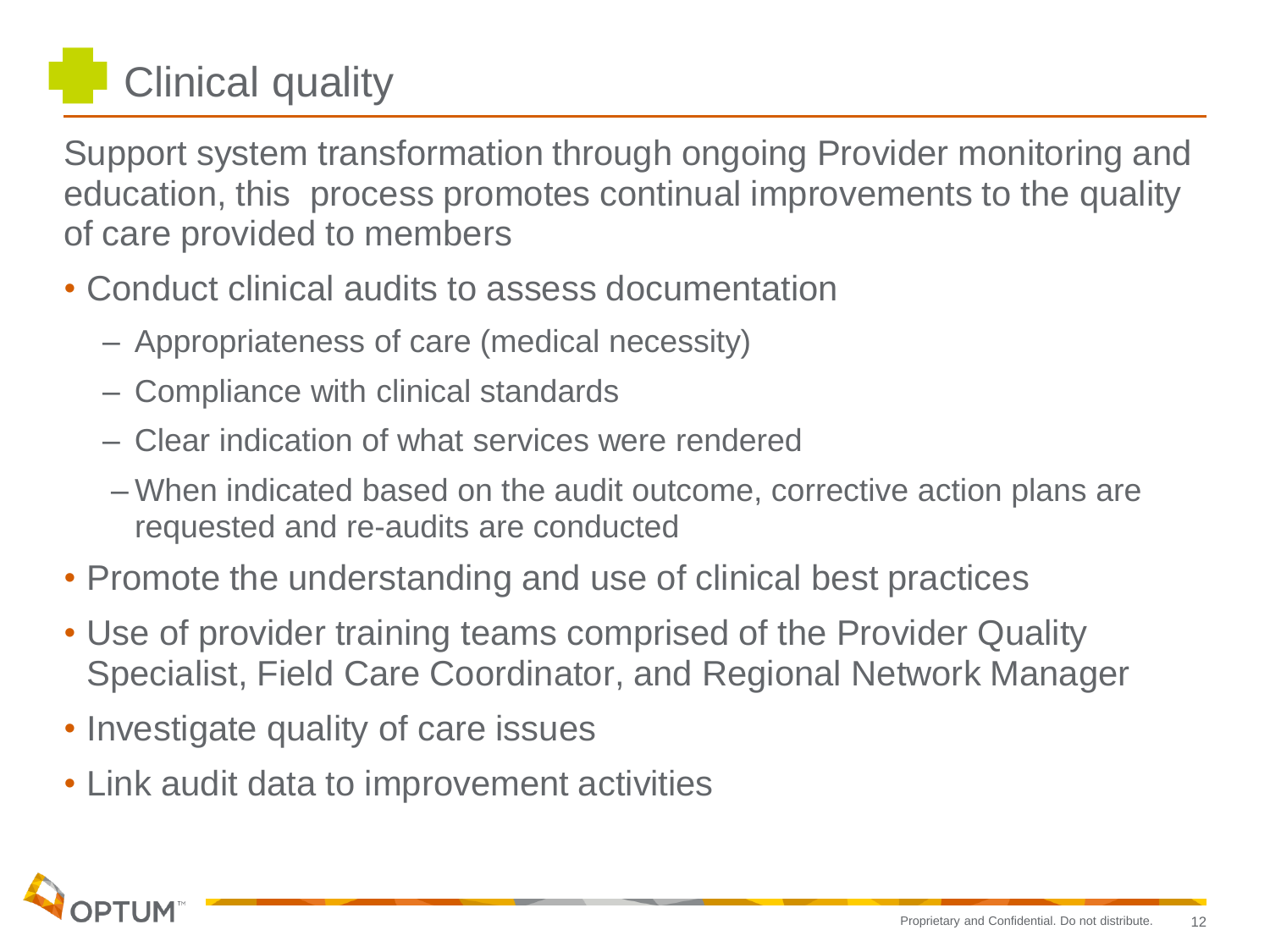# Clinical quality

Support system transformation through ongoing Provider monitoring and education, this process promotes continual improvements to the quality of care provided to members

- Conduct clinical audits to assess documentation
  - Appropriateness of care (medical necessity)
  - Compliance with clinical standards
  - Clear indication of what services were rendered
  - When indicated based on the audit outcome, corrective action plans are requested and re-audits are conducted
- Promote the understanding and use of clinical best practices
- Use of provider training teams comprised of the Provider Quality Specialist, Field Care Coordinator, and Regional Network Manager
- Investigate quality of care issues
- Link audit data to improvement activities

Proprietary and Confidential. Do not distribute.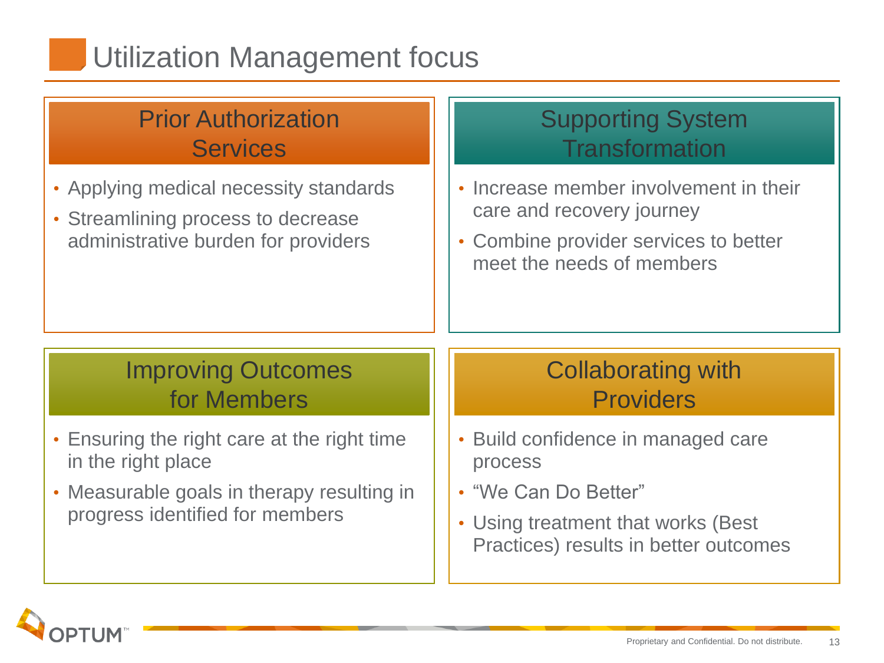# Utilization Management focus

## Prior Authorization Services

- Applying medical necessity standards
- Streamlining process to decrease administrative burden for providers

## Supporting System Transformation

- Increase member involvement in their care and recovery journey
- Combine provider services to better meet the needs of members

## Improving Outcomes for Members

- Ensuring the right care at the right time in the right place
- Measurable goals in therapy resulting in progress identified for members

## Collaborating with Providers

- Build confidence in managed care process
- "We Can Do Better"
- Using treatment that works (Best Practices) results in better outcomes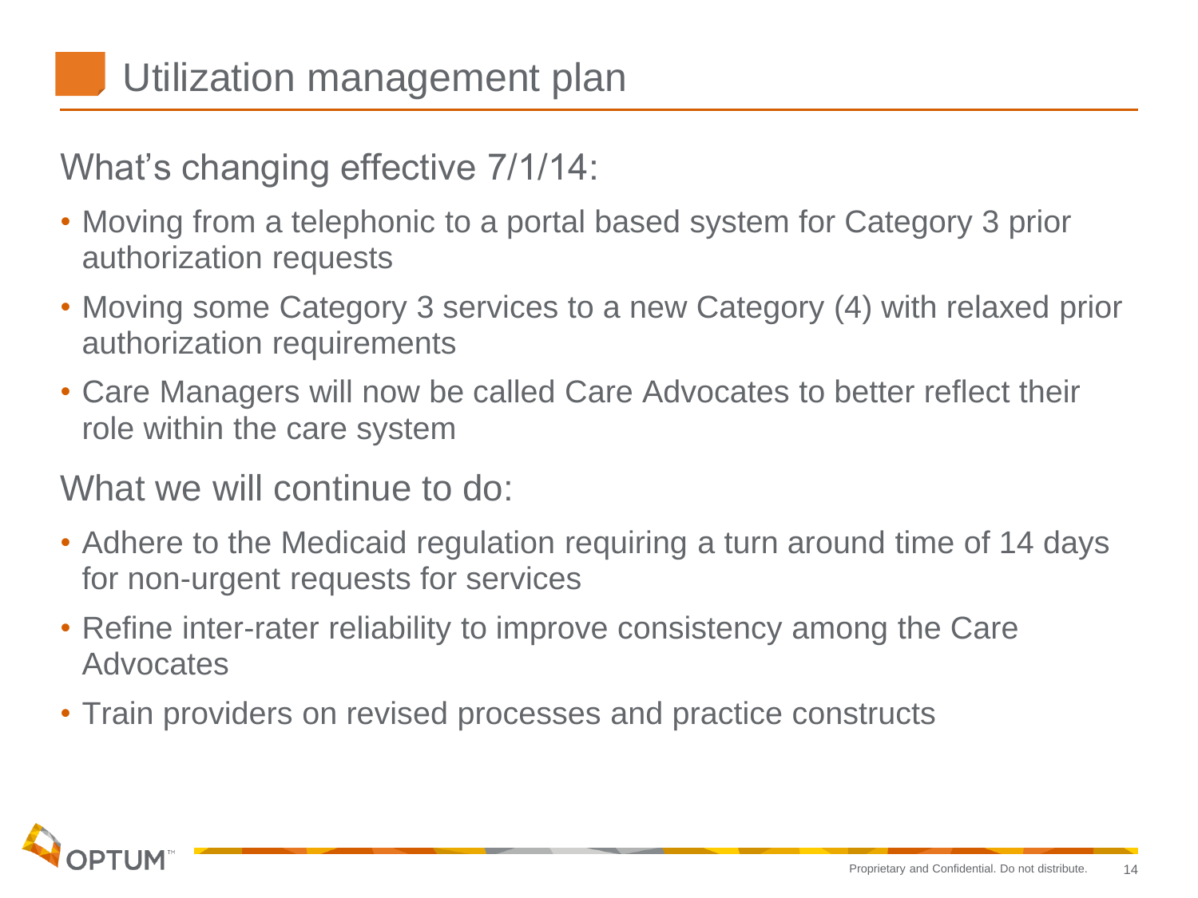# Utilization management plan

## What's changing effective 7/1/14:

- Moving from a telephonic to a portal based system for Category 3 prior authorization requests
- Moving some Category 3 services to a new Category (4) with relaxed prior authorization requirements
- Care Managers will now be called Care Advocates to better reflect their role within the care system

## What we will continue to do:

- Adhere to the Medicaid regulation requiring a turn around time of 14 days for non-urgent requests for services
- Refine inter-rater reliability to improve consistency among the Care Advocates
- Train providers on revised processes and practice constructs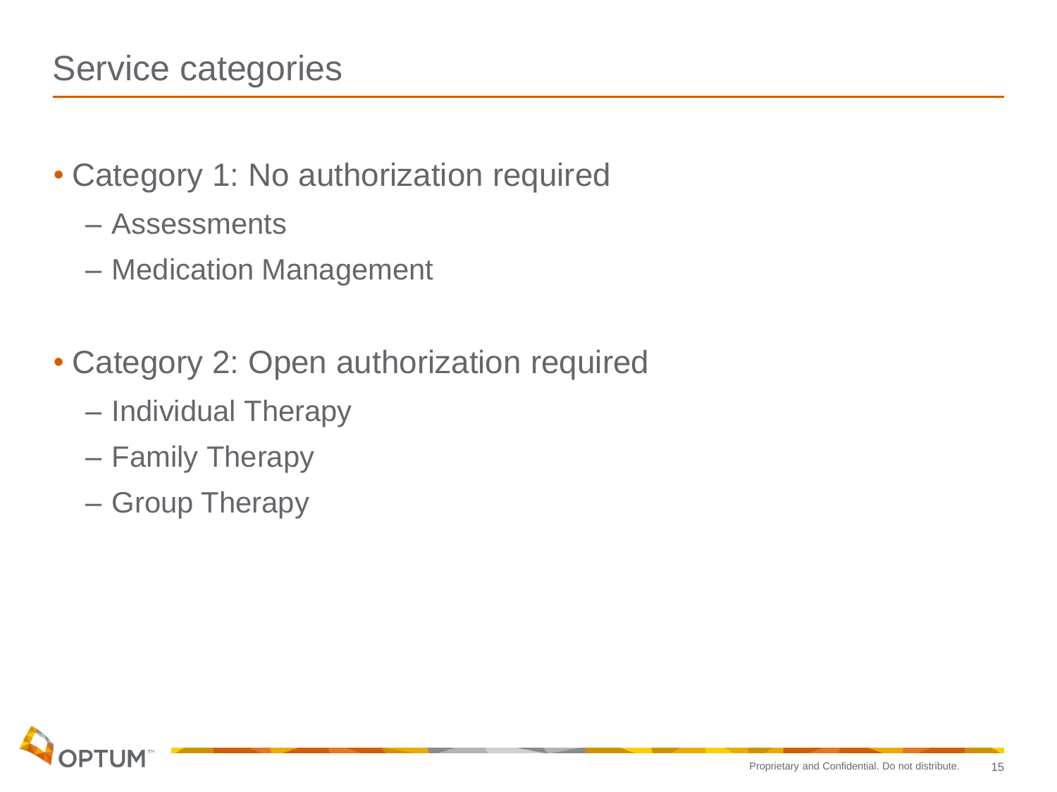# Service categories

- Category 1: No authorization required
  - Assessments
  - Medication Management

- Category 2: Open authorization required
  - Individual Therapy
  - Family Therapy
  - Group Therapy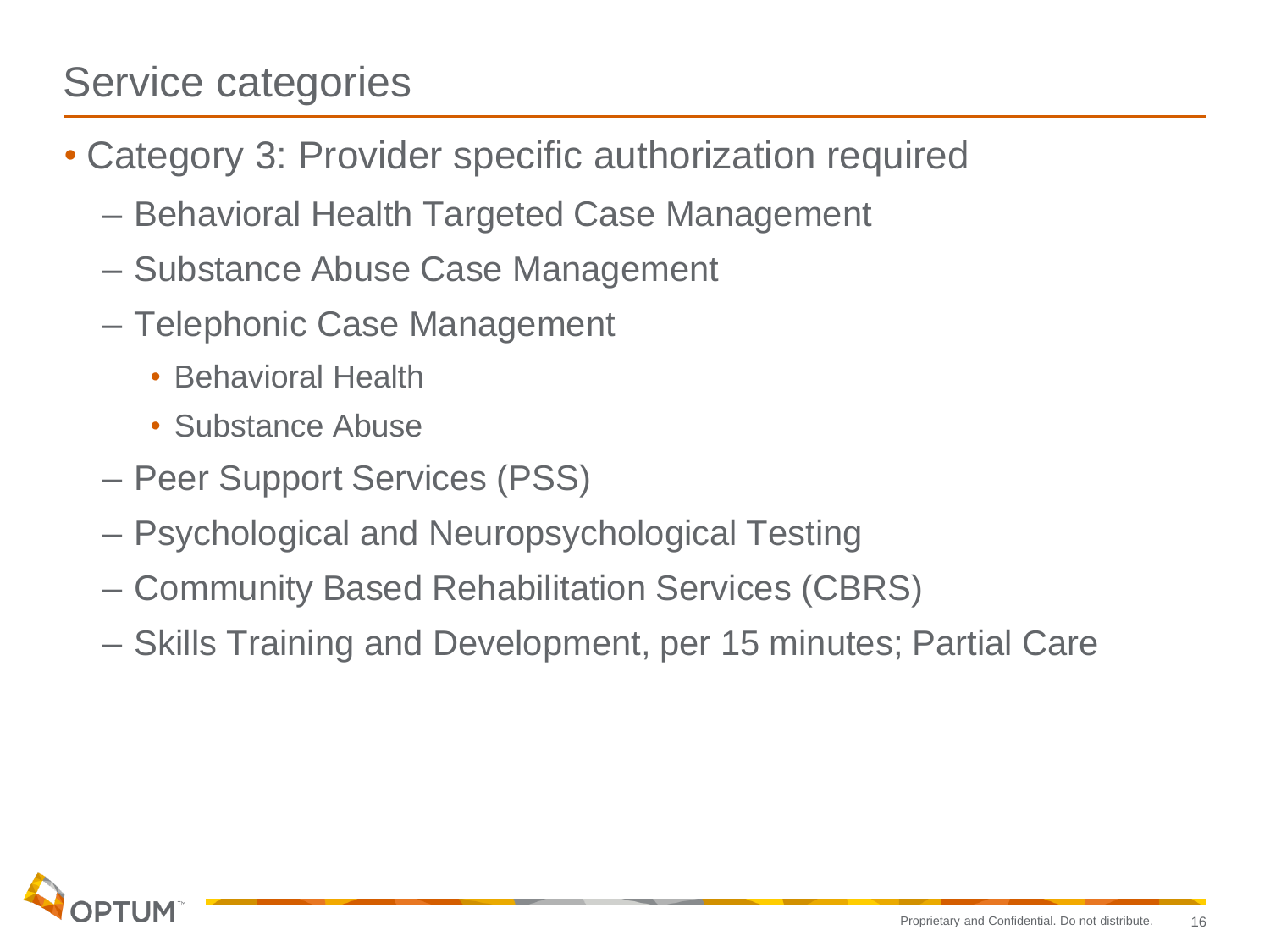# Service categories

- Category 3: Provider specific authorization required
  - Behavioral Health Targeted Case Management
  - Substance Abuse Case Management
  - Telephonic Case Management
    - Behavioral Health
    - Substance Abuse
  - Peer Support Services (PSS)
  - Psychological and Neuropsychological Testing
  - Community Based Rehabilitation Services (CBRS)
  - Skills Training and Development, per 15 minutes; Partial Care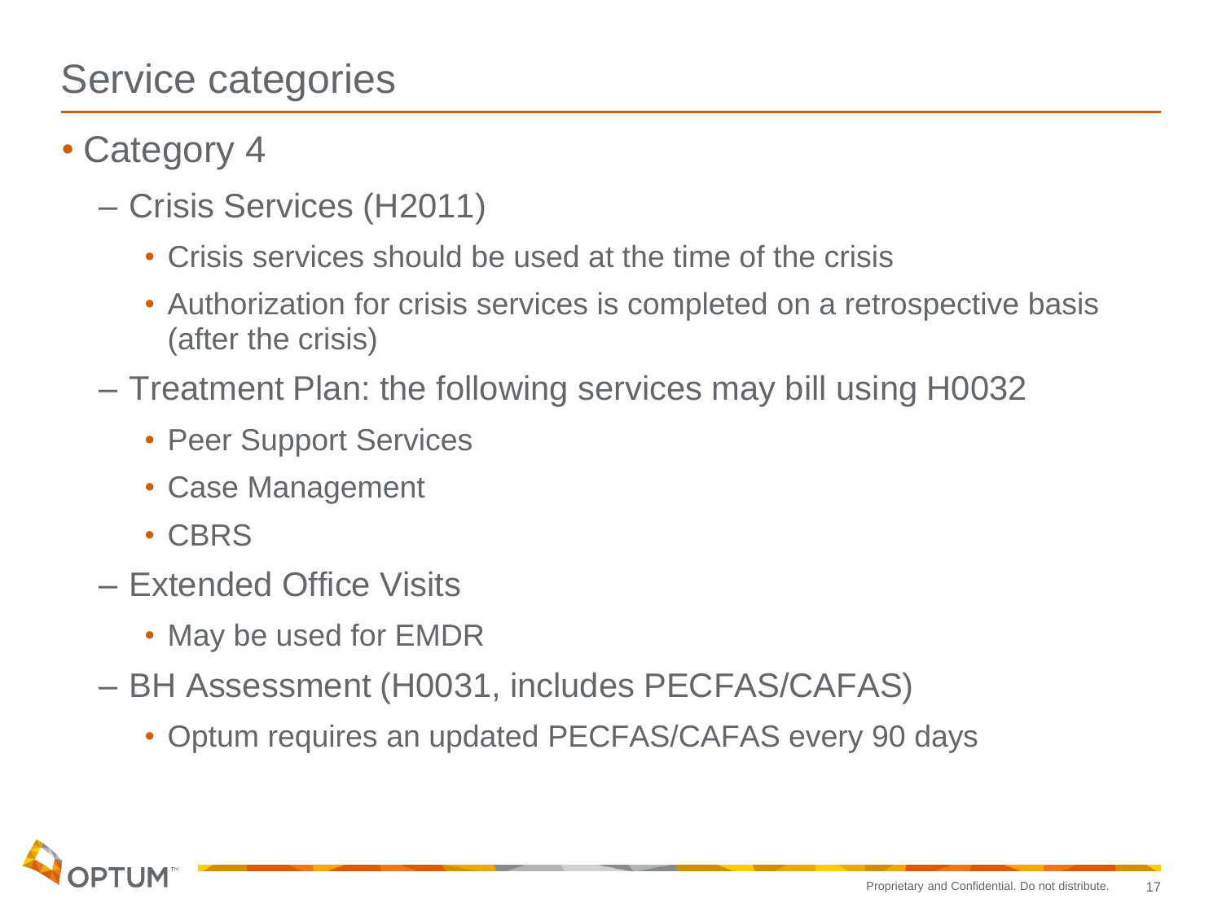# Service categories

- Category 4
  - Crisis Services (H2011)
    - Crisis services should be used at the time of the crisis
    - Authorization for crisis services is completed on a retrospective basis (after the crisis)
  - Treatment Plan: the following services may bill using H0032
    - Peer Support Services
    - Case Management
    - CBRS
  - Extended Office Visits
    - May be used for EMDR
  - BH Assessment (H0031, includes PECFAS/CAFAS)
    - Optum requires an updated PECFAS/CAFAS every 90 days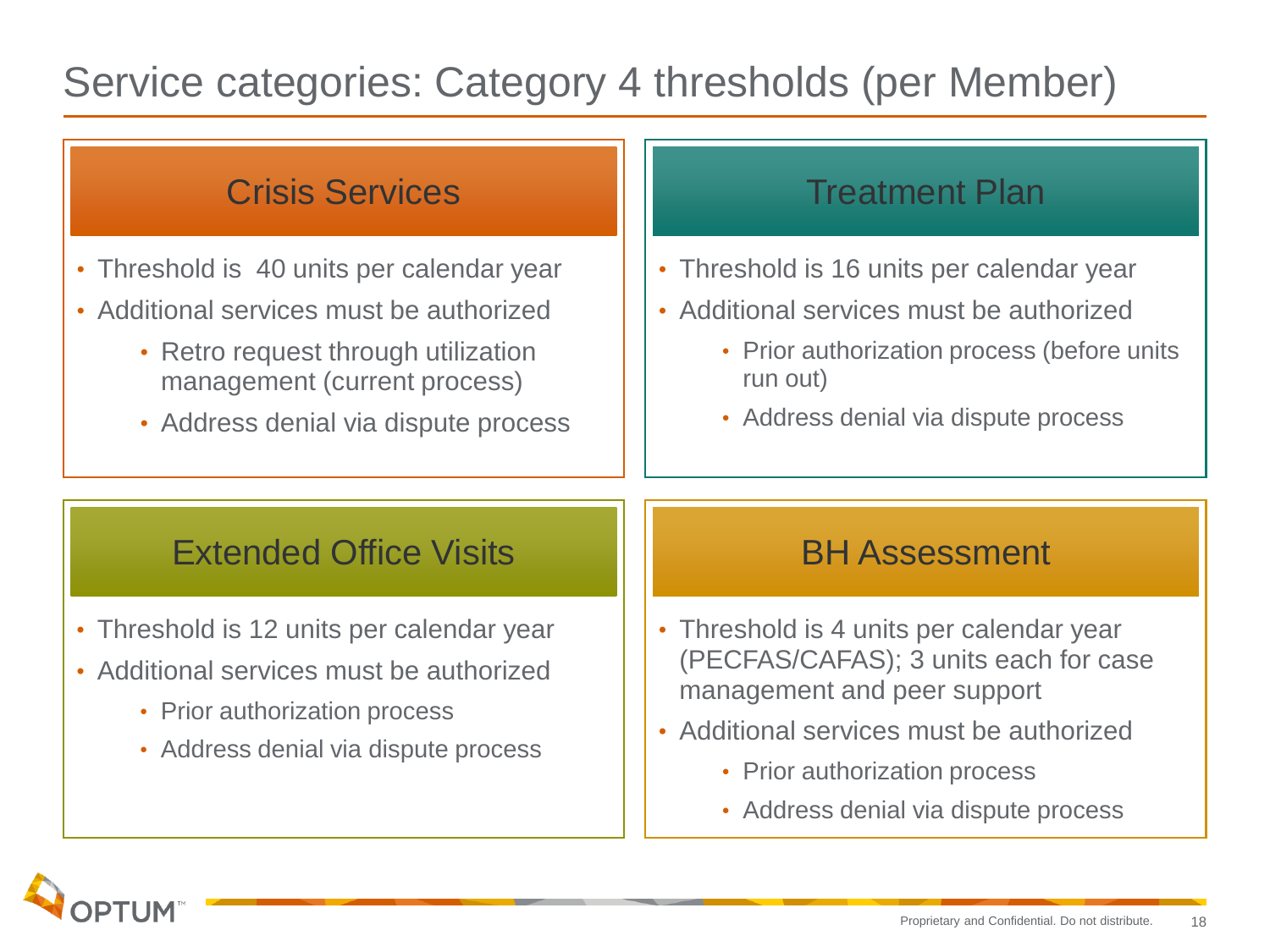# Service categories: Category 4 thresholds (per Member)

## Crisis Services

- Threshold is 40 units per calendar year
- Additional services must be authorized
  - Retro request through utilization management (current process)
  - Address denial via dispute process

## Treatment Plan

- Threshold is 16 units per calendar year
- Additional services must be authorized
  - Prior authorization process (before units run out)
  - Address denial via dispute process

## Extended Office Visits

- Threshold is 12 units per calendar year
- Additional services must be authorized
  - Prior authorization process
  - Address denial via dispute process

## BH Assessment

- Threshold is 4 units per calendar year (PECFAS/CAFAS); 3 units each for case management and peer support
- Additional services must be authorized
  - Prior authorization process
  - Address denial via dispute process

Proprietary and Confidential. Do not distribute.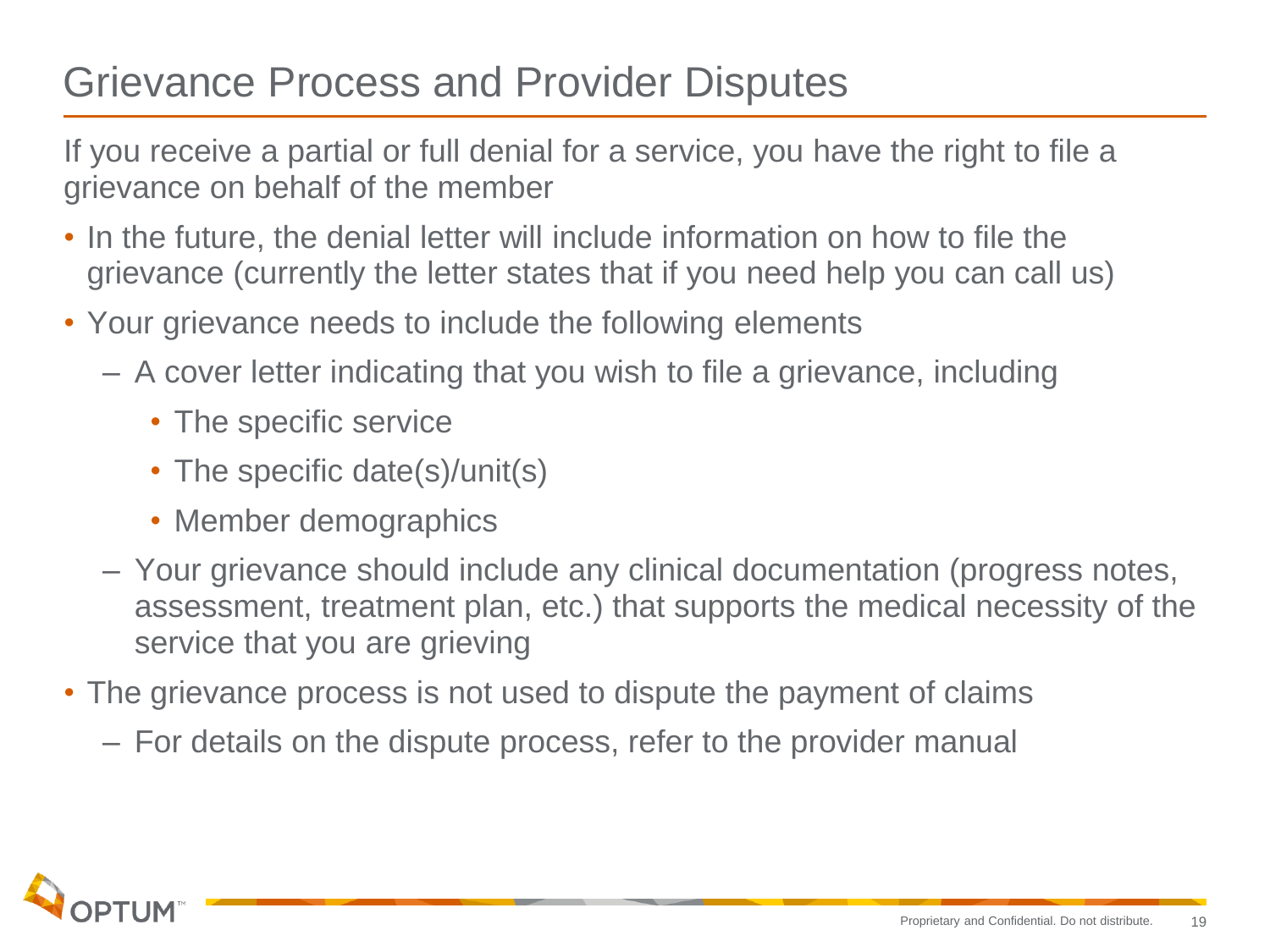# Grievance Process and Provider Disputes

If you receive a partial or full denial for a service, you have the right to file a grievance on behalf of the member

- In the future, the denial letter will include information on how to file the grievance (currently the letter states that if you need help you can call us)
- Your grievance needs to include the following elements
  - A cover letter indicating that you wish to file a grievance, including
    - The specific service
    - The specific date(s)/unit(s)
    - Member demographics
  - Your grievance should include any clinical documentation (progress notes, assessment, treatment plan, etc.) that supports the medical necessity of the service that you are grieving
- The grievance process is not used to dispute the payment of claims
  - For details on the dispute process, refer to the provider manual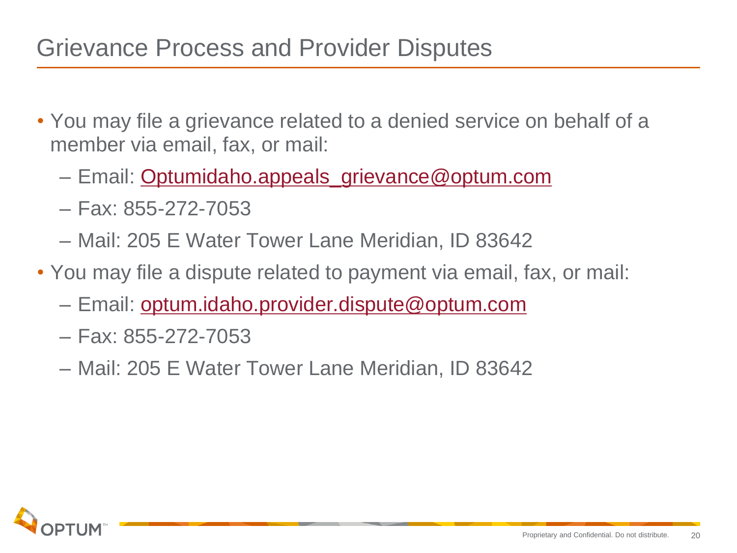# Grievance Process and Provider Disputes

- You may file a grievance related to a denied service on behalf of a member via email, fax, or mail:
  - Email: Optumidaho.appeals_grievance@optum.com
  - Fax: 855-272-7053
  - Mail: 205 E Water Tower Lane Meridian, ID 83642
- You may file a dispute related to payment via email, fax, or mail:
  - Email: optum.idaho.provider.dispute@optum.com
  - Fax: 855-272-7053
  - Mail: 205 E Water Tower Lane Meridian, ID 83642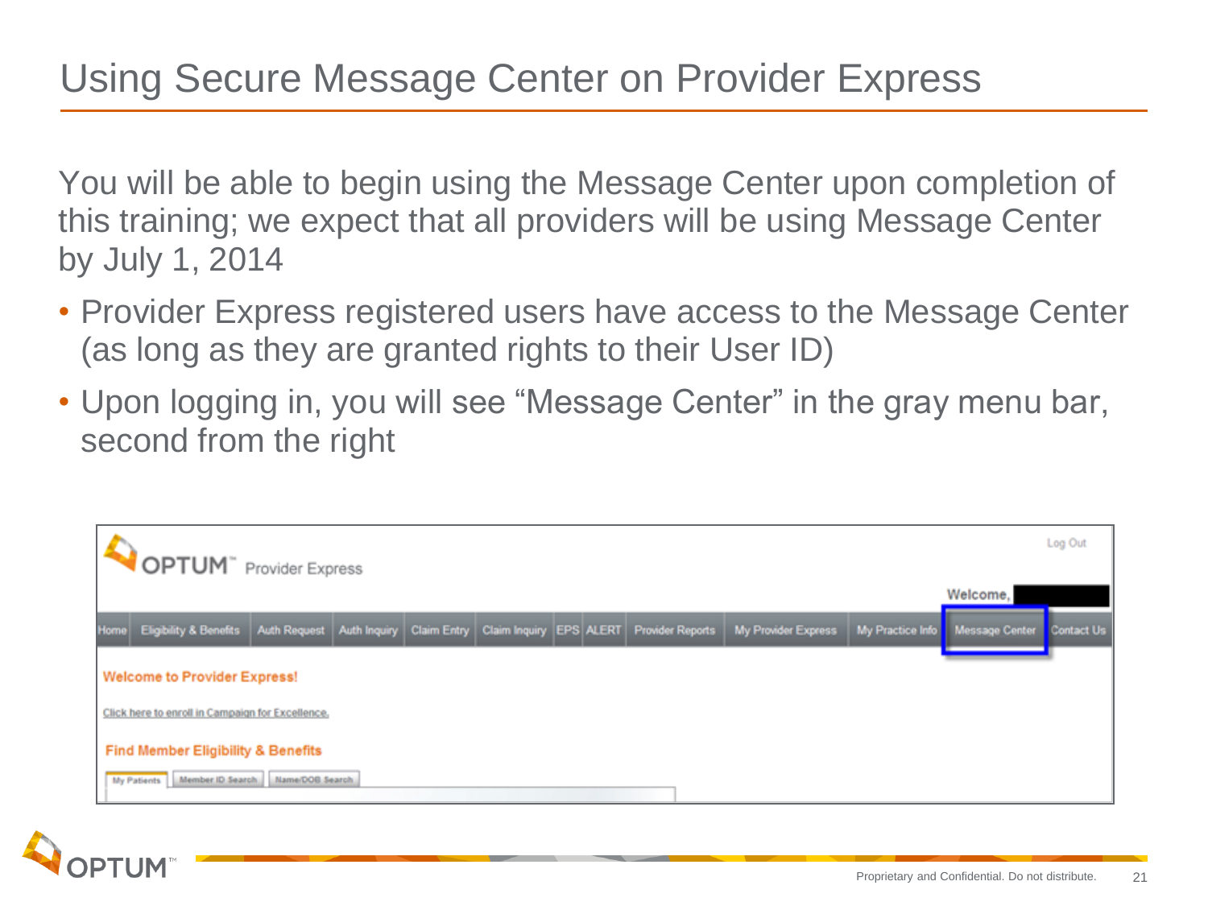# Using Secure Message Center on Provider Express

You will be able to begin using the Message Center upon completion of this training; we expect that all providers will be using Message Center by July 1, 2014

- Provider Express registered users have access to the Message Center (as long as they are granted rights to their User ID)
- Upon logging in, you will see "Message Center" in the gray menu bar, second from the right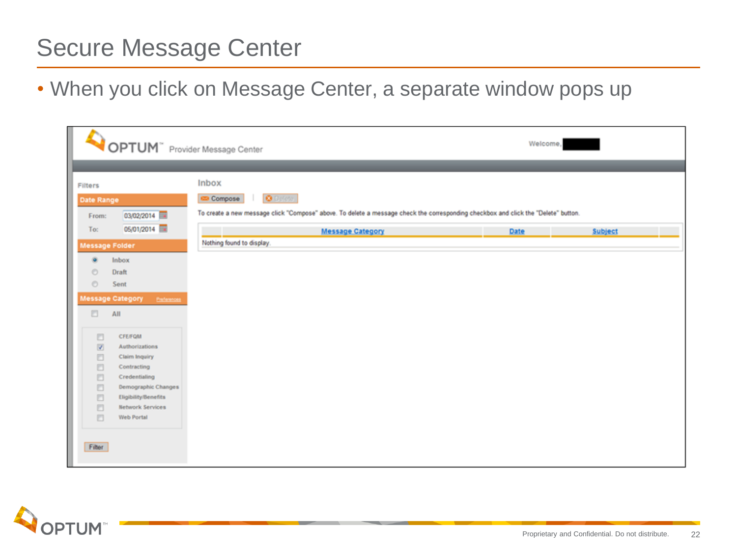# Secure Message Center

- When you click on Message Center, a separate window pops up

OPTUM™ Provider Message Center

Welcome,

Filters

**Date Range**

From: 03/02/2014

To: 05/01/2014

**Message Folder**

- Inbox
- Draft
- Sent

**Message Category** Preferences

- [ ] All

- [ ] CFE/FQM
- [x] Authorizations
- [ ] Claim Inquiry
- [ ] Contracting
- [ ] Credentialing
- [ ] Demographic Changes
- [ ] Eligibility/Benefits
- [ ] Network Services
- [ ] Web Portal

Filter

**Inbox**

Compose | Delete

To create a new message click "Compose" above. To delete a message check the corresponding checkbox and click the "Delete" button.

| | Message Category | Date | Subject | |
|---|---|---|---|---|
| Nothing found to display. | | | | |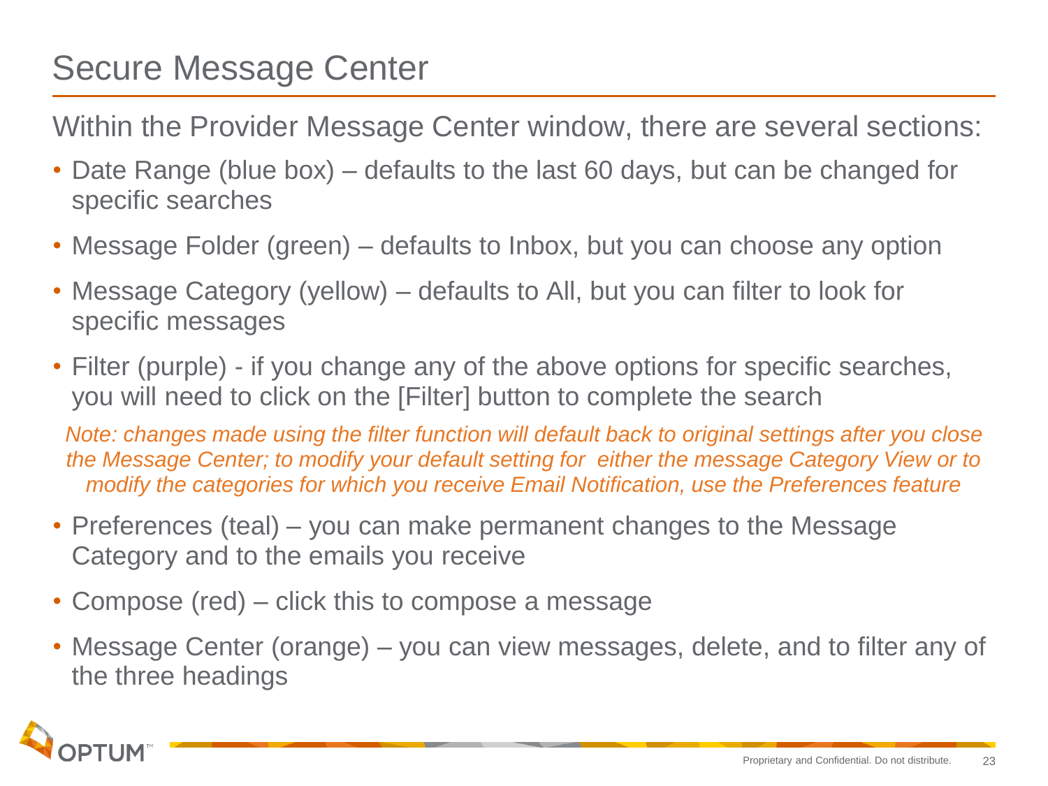# Secure Message Center

Within the Provider Message Center window, there are several sections:

- Date Range (blue box) – defaults to the last 60 days, but can be changed for specific searches
- Message Folder (green) – defaults to Inbox, but you can choose any option
- Message Category (yellow) – defaults to All, but you can filter to look for specific messages
- Filter (purple) - if you change any of the above options for specific searches, you will need to click on the [Filter] button to complete the search

*Note: changes made using the filter function will default back to original settings after you close the Message Center; to modify your default setting for either the message Category View or to modify the categories for which you receive Email Notification, use the Preferences feature*

- Preferences (teal) – you can make permanent changes to the Message Category and to the emails you receive
- Compose (red) – click this to compose a message
- Message Center (orange) – you can view messages, delete, and to filter any of the three headings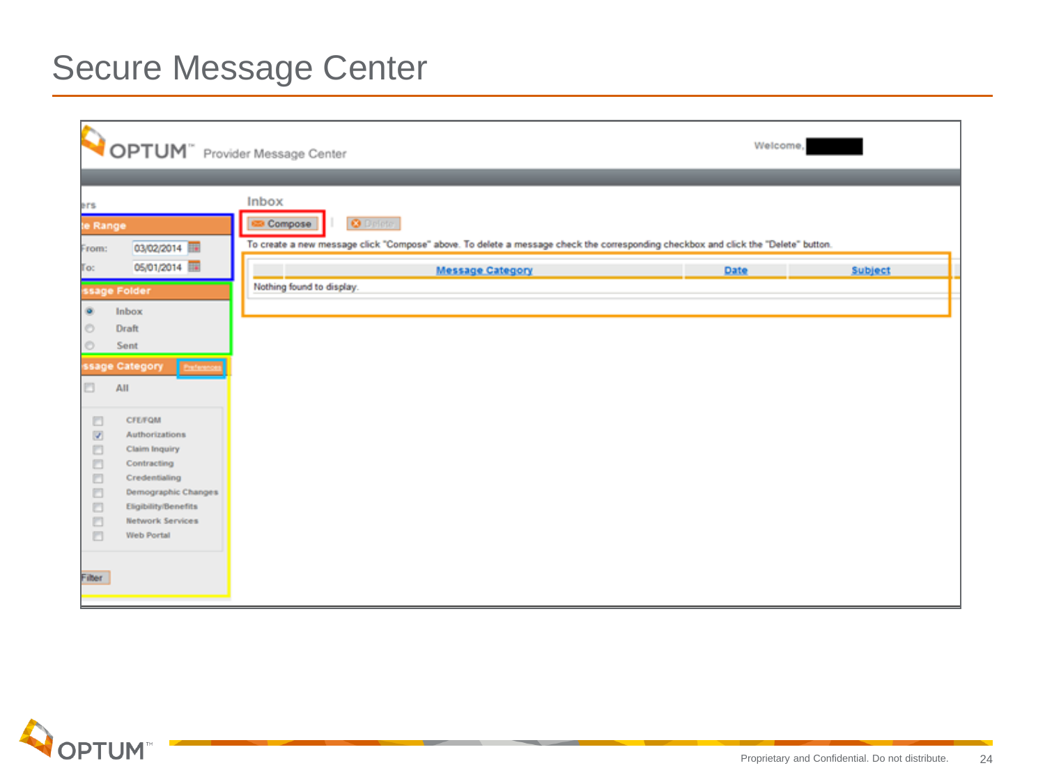# Secure Message Center

OPTUM™ Provider Message Center

Welcome,

ers

te Range

From: 03/02/2014

To: 05/01/2014

ssage Folder

- Inbox
- Draft
- Sent

ssage Category Preferences

- All
- CFE/FQM
- Authorizations
- Claim Inquiry
- Contracting
- Credentialing
- Demographic Changes
- Eligibility/Benefits
- Network Services
- Web Portal

Filter

Inbox

Compose | Delete

To create a new message click "Compose" above. To delete a message check the corresponding checkbox and click the "Delete" button.

| | Message Category | Date | Subject |
|---|---|---|---|
| Nothing found to display. | | | |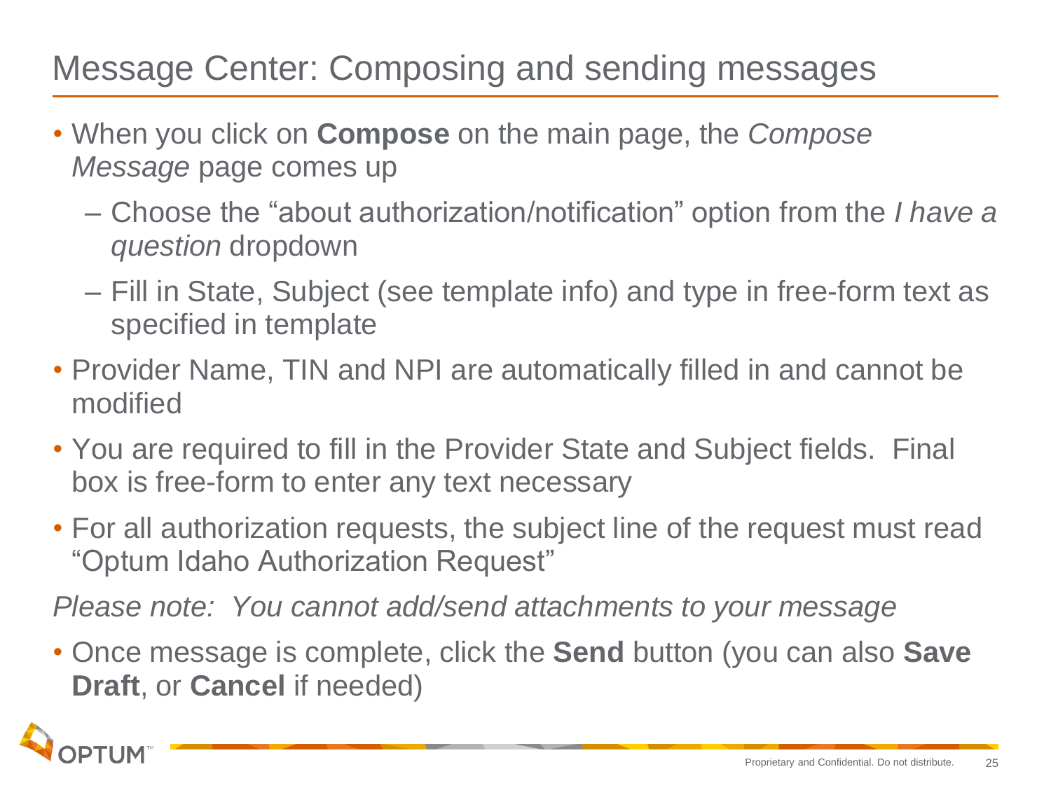# Message Center: Composing and sending messages

- When you click on **Compose** on the main page, the *Compose Message* page comes up
  - Choose the "about authorization/notification" option from the *I have a question* dropdown
  - Fill in State, Subject (see template info) and type in free-form text as specified in template
- Provider Name, TIN and NPI are automatically filled in and cannot be modified
- You are required to fill in the Provider State and Subject fields. Final box is free-form to enter any text necessary
- For all authorization requests, the subject line of the request must read "Optum Idaho Authorization Request"

*Please note: You cannot add/send attachments to your message*

- Once message is complete, click the **Send** button (you can also **Save Draft**, or **Cancel** if needed)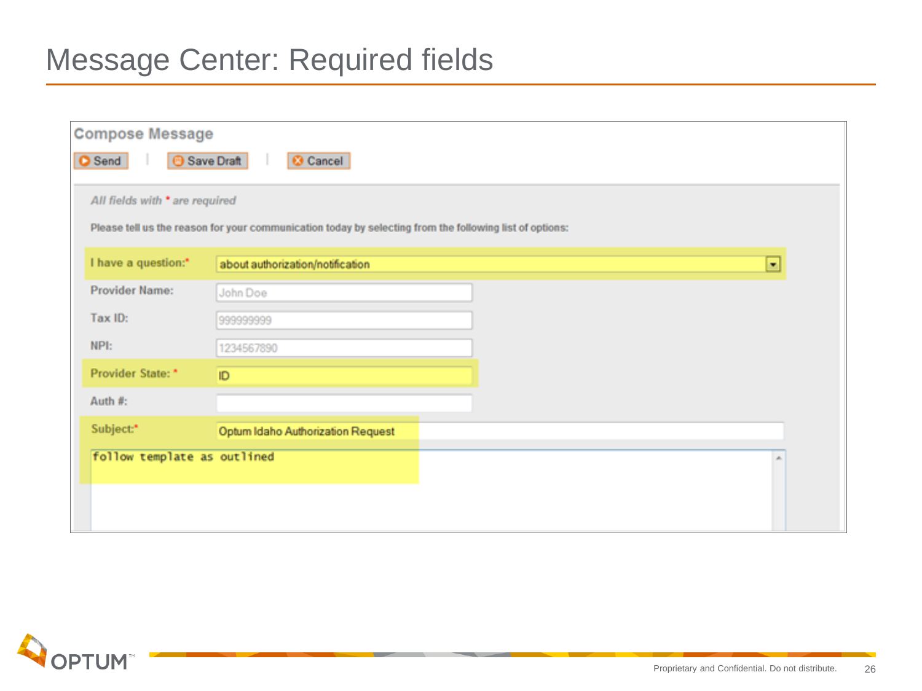# Message Center: Required fields

**Compose Message**

Send | Save Draft | Cancel

*All fields with * are required*

**Please tell us the reason for your communication today by selecting from the following list of options:**

| Field | Value |
| --- | --- |
| I have a question:* | about authorization/notification |
| Provider Name: | John Doe |
| Tax ID: | 999999999 |
| NPI: | 1234567890 |
| Provider State: * | ID |
| Auth #: | |
| Subject:* | Optum Idaho Authorization Request |

```
follow template as outlined
```

Proprietary and Confidential. Do not distribute.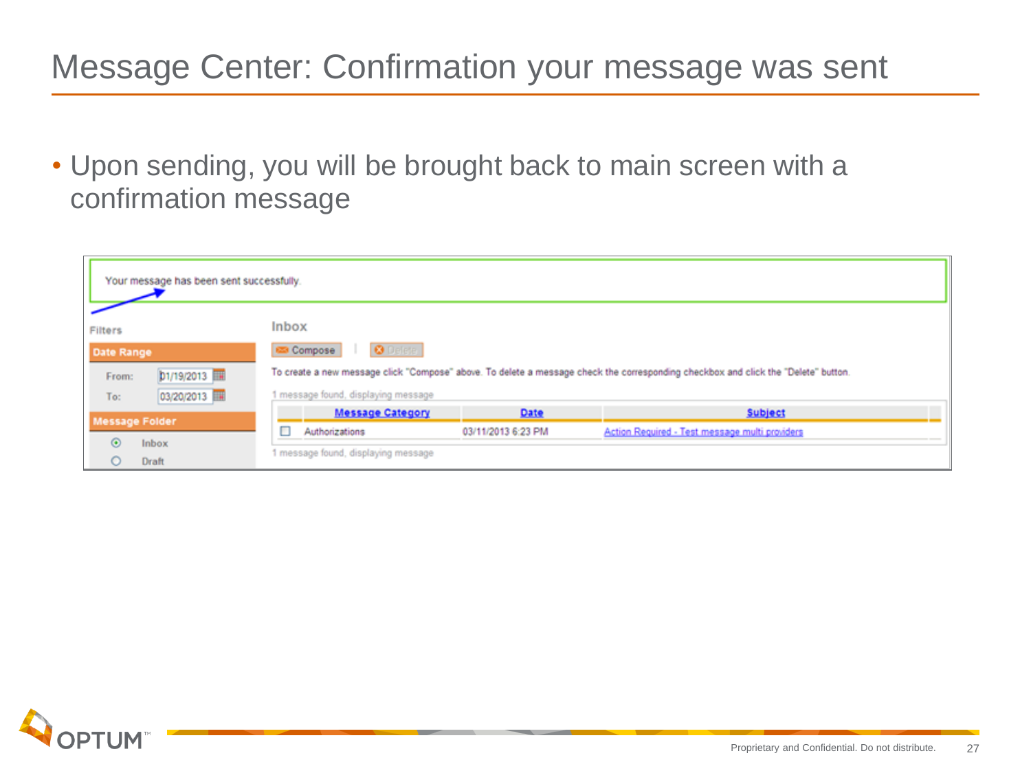# Message Center: Confirmation your message was sent

- Upon sending, you will be brought back to main screen with a confirmation message

Your message has been sent successfully.

**Filters**

**Date Range**

From: 01/19/2013

To: 03/20/2013

**Message Folder**

- Inbox
- Draft

**Inbox**

Compose | Delete

To create a new message click "Compose" above. To delete a message check the corresponding checkbox and click the "Delete" button.

1 message found, displaying message

| | Message Category | Date | Subject |
|---|---|---|---|
| ☐ | Authorizations | 03/11/2013 6:23 PM | Action Required - Test message multi providers |

1 message found, displaying message

Proprietary and Confidential. Do not distribute.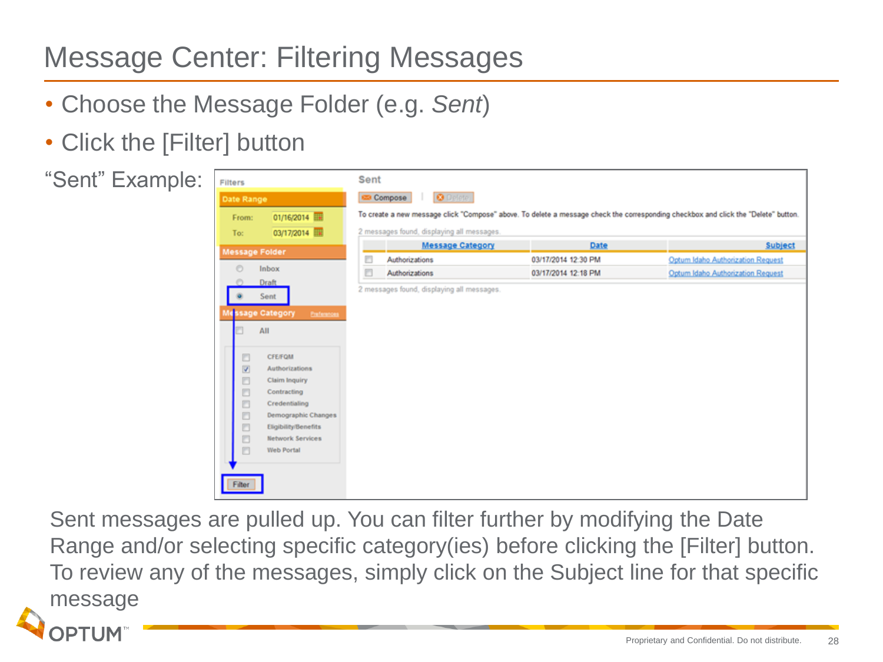# Message Center: Filtering Messages

- Choose the Message Folder (e.g. *Sent*)
- Click the [Filter] button

“Sent” Example:

Sent messages are pulled up. You can filter further by modifying the Date Range and/or selecting specific category(ies) before clicking the [Filter] button. To review any of the messages, simply click on the Subject line for that specific message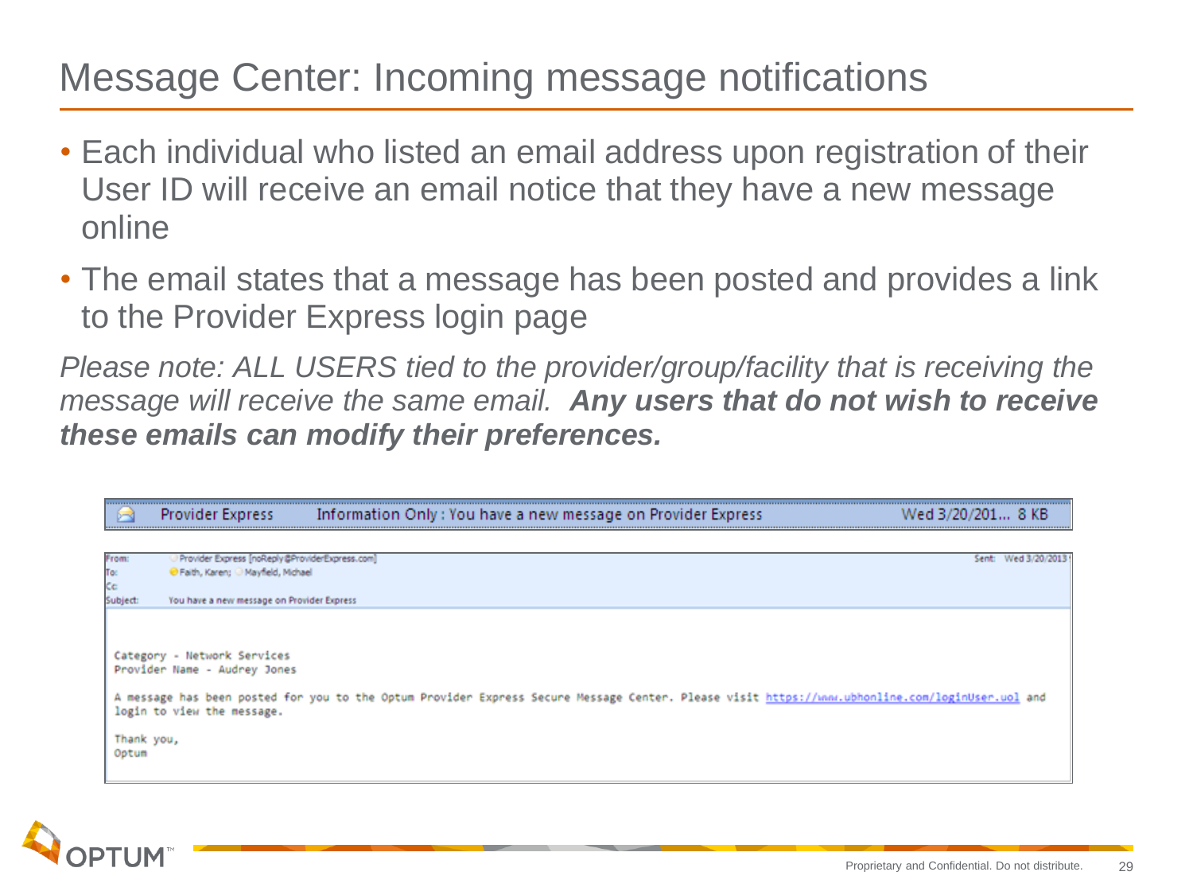# Message Center: Incoming message notifications

- Each individual who listed an email address upon registration of their User ID will receive an email notice that they have a new message online
- The email states that a message has been posted and provides a link to the Provider Express login page

*Please note: ALL USERS tied to the provider/group/facility that is receiving the message will receive the same email.* ***Any users that do not wish to receive these emails can modify their preferences.***

Provider Express    Information Only : You have a new message on Provider Express    Wed 3/20/201... 8 KB

From: Provider Express [noReply@ProviderExpress.com]    Sent: Wed 3/20/2013
To: Faith, Karen; Mayfield, Michael
Cc:
Subject: You have a new message on Provider Express

Category - Network Services
Provider Name - Audrey Jones

A message has been posted for you to the Optum Provider Express Secure Message Center. Please visit https://www.ubhonline.com/loginUser.uol and login to view the message.

Thank you,
Optum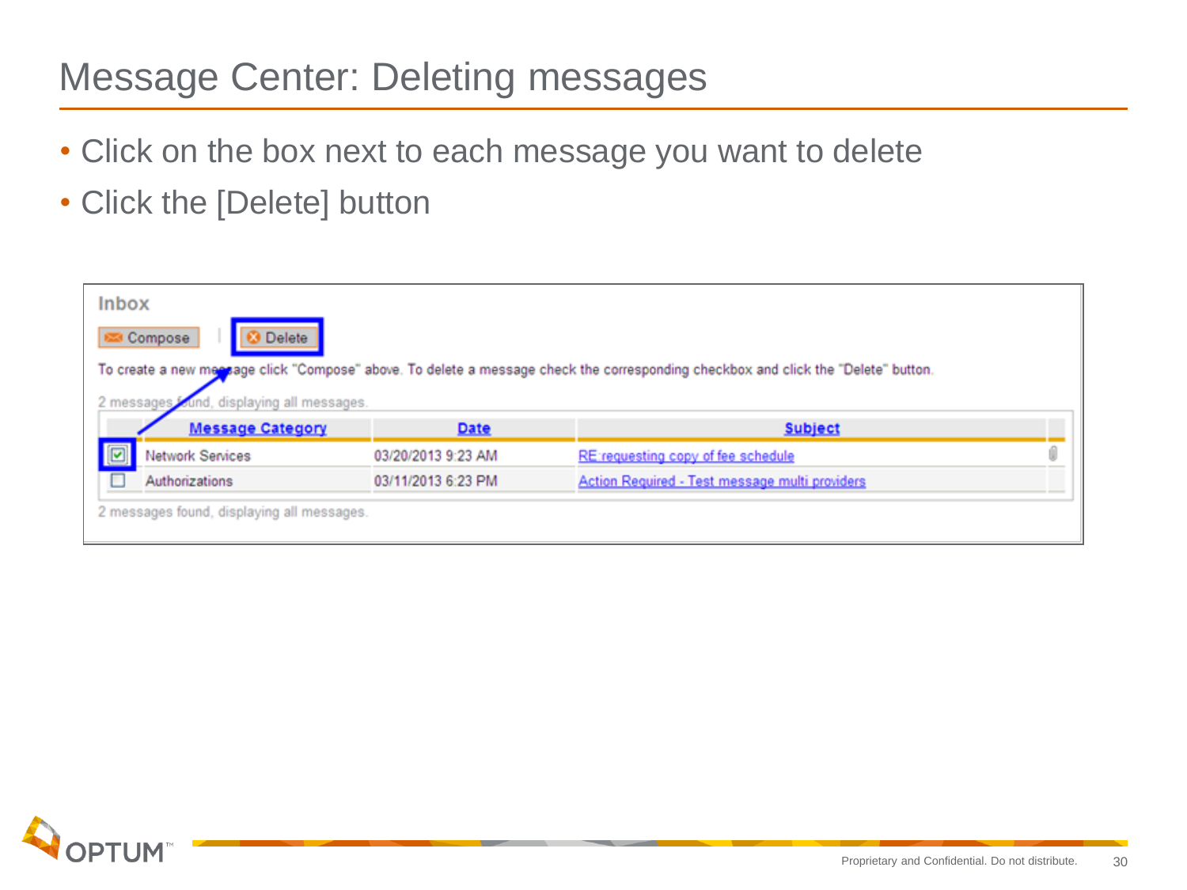# Message Center: Deleting messages

- Click on the box next to each message you want to delete
- Click the [Delete] button

Inbox

Compose | Delete

To create a new message click "Compose" above. To delete a message check the corresponding checkbox and click the "Delete" button.

2 messages found, displaying all messages.

| | Message Category | Date | Subject | |
|---|---|---|---|---|
| ☑ | Network Services | 03/20/2013 9:23 AM | RE:requesting copy of fee schedule | |
| ☐ | Authorizations | 03/11/2013 6:23 PM | Action Required - Test message multi providers | |

2 messages found, displaying all messages.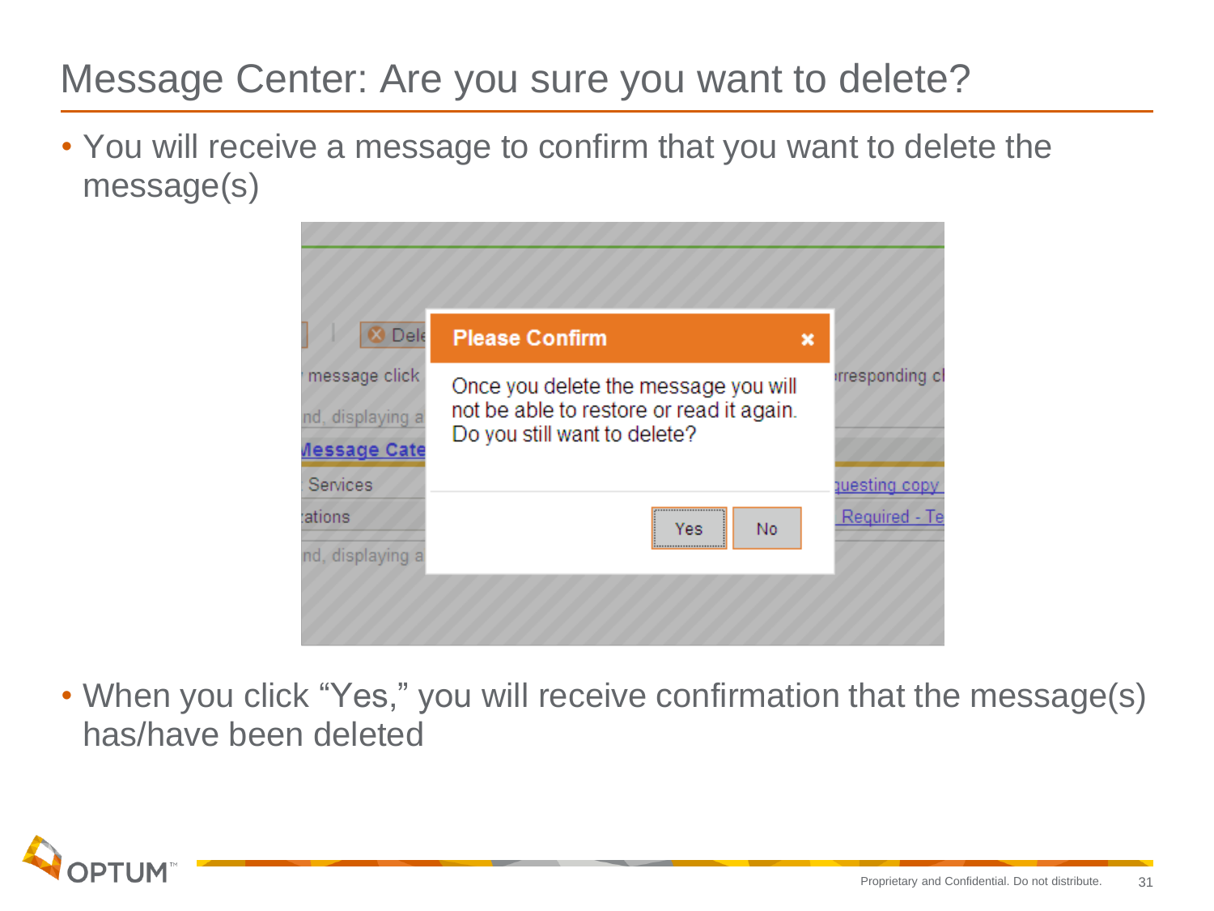# Message Center: Are you sure you want to delete?

- You will receive a message to confirm that you want to delete the message(s)

**Please Confirm**

Once you delete the message you will not be able to restore or read it again. Do you still want to delete?

Yes No

- When you click "Yes," you will receive confirmation that the message(s) has/have been deleted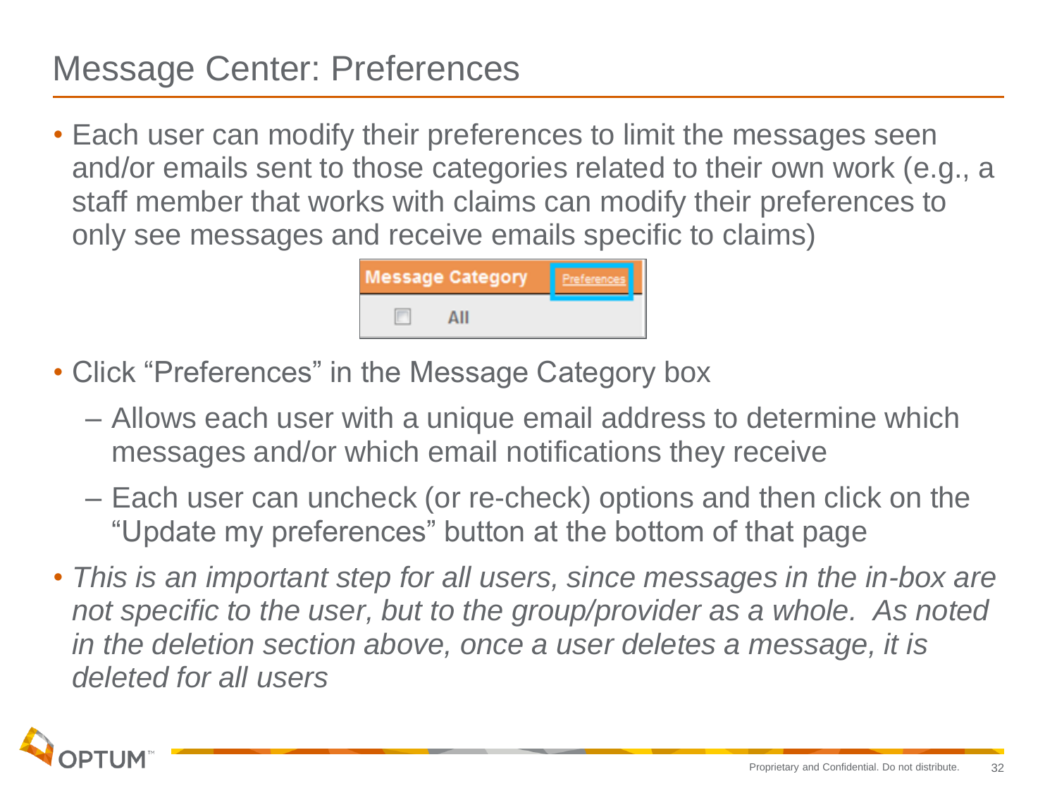# Message Center: Preferences

- Each user can modify their preferences to limit the messages seen and/or emails sent to those categories related to their own work (e.g., a staff member that works with claims can modify their preferences to only see messages and receive emails specific to claims)

| Message Category | Preferences |
| --- | --- |
| ☐ All | |

- Click "Preferences" in the Message Category box
  - Allows each user with a unique email address to determine which messages and/or which email notifications they receive
  - Each user can uncheck (or re-check) options and then click on the "Update my preferences" button at the bottom of that page
- *This is an important step for all users, since messages in the in-box are not specific to the user, but to the group/provider as a whole. As noted in the deletion section above, once a user deletes a message, it is deleted for all users*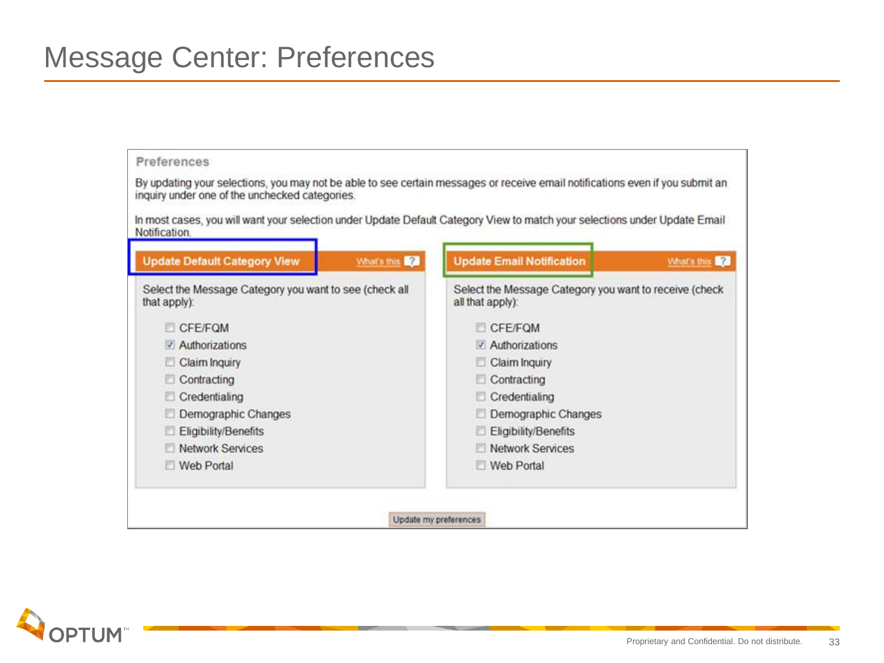# Message Center: Preferences

**Preferences**

By updating your selections, you may not be able to see certain messages or receive email notifications even if you submit an inquiry under one of the unchecked categories.

In most cases, you will want your selection under Update Default Category View to match your selections under Update Email Notification.

## Update Default Category View

What's this ?

Select the Message Category you want to see (check all that apply):

- [ ] CFE/FQM
- [x] Authorizations
- [ ] Claim Inquiry
- [ ] Contracting
- [ ] Credentialing
- [ ] Demographic Changes
- [ ] Eligibility/Benefits
- [ ] Network Services
- [ ] Web Portal

## Update Email Notification

What's this ?

Select the Message Category you want to receive (check all that apply):

- [ ] CFE/FQM
- [x] Authorizations
- [ ] Claim Inquiry
- [ ] Contracting
- [ ] Credentialing
- [ ] Demographic Changes
- [ ] Eligibility/Benefits
- [ ] Network Services
- [ ] Web Portal

Update my preferences

Proprietary and Confidential. Do not distribute.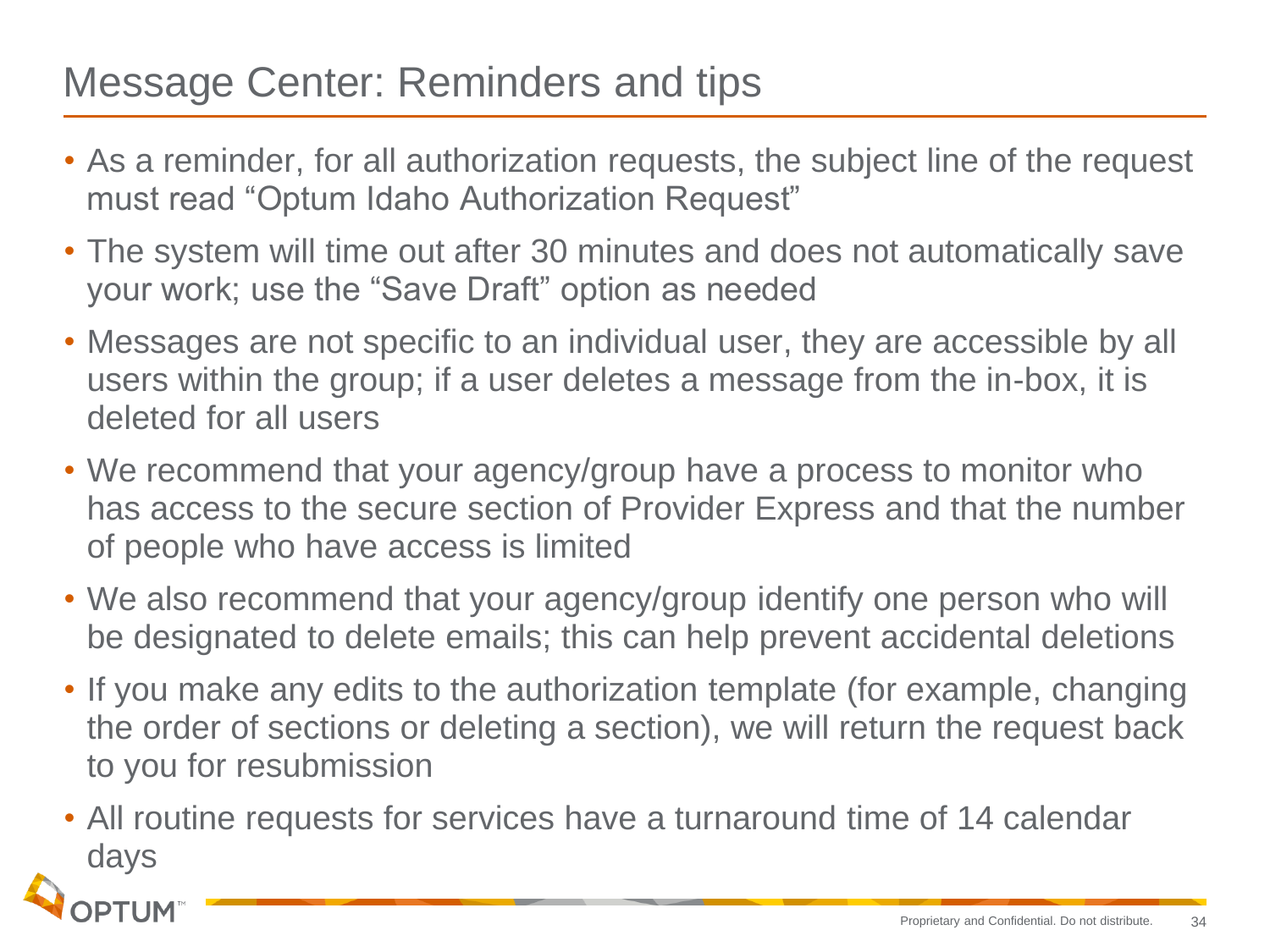# Message Center: Reminders and tips

- As a reminder, for all authorization requests, the subject line of the request must read “Optum Idaho Authorization Request”
- The system will time out after 30 minutes and does not automatically save your work; use the “Save Draft” option as needed
- Messages are not specific to an individual user, they are accessible by all users within the group; if a user deletes a message from the in-box, it is deleted for all users
- We recommend that your agency/group have a process to monitor who has access to the secure section of Provider Express and that the number of people who have access is limited
- We also recommend that your agency/group identify one person who will be designated to delete emails; this can help prevent accidental deletions
- If you make any edits to the authorization template (for example, changing the order of sections or deleting a section), we will return the request back to you for resubmission
- All routine requests for services have a turnaround time of 14 calendar days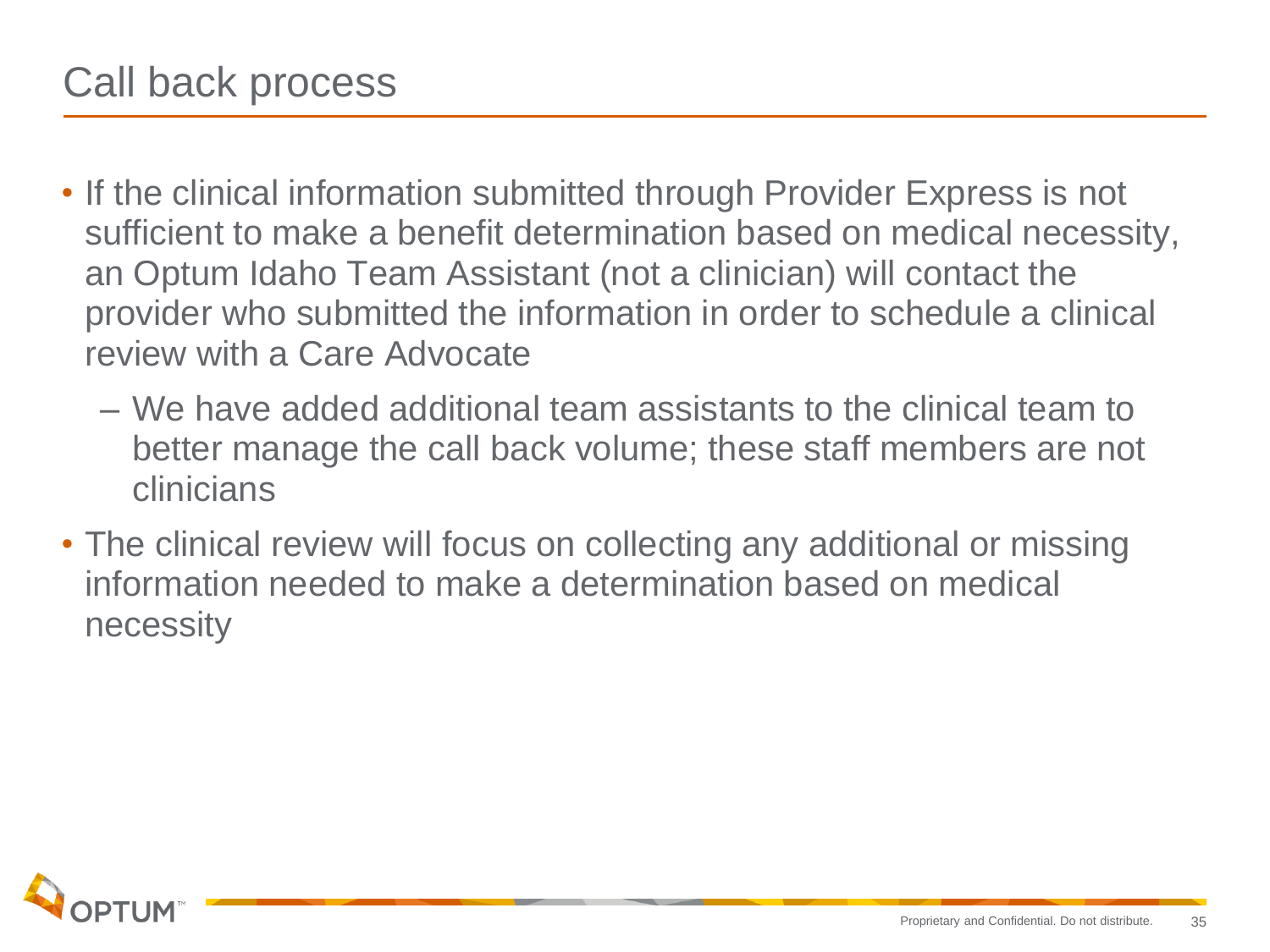# Call back process

- If the clinical information submitted through Provider Express is not sufficient to make a benefit determination based on medical necessity, an Optum Idaho Team Assistant (not a clinician) will contact the provider who submitted the information in order to schedule a clinical review with a Care Advocate
  - We have added additional team assistants to the clinical team to better manage the call back volume; these staff members are not clinicians
- The clinical review will focus on collecting any additional or missing information needed to make a determination based on medical necessity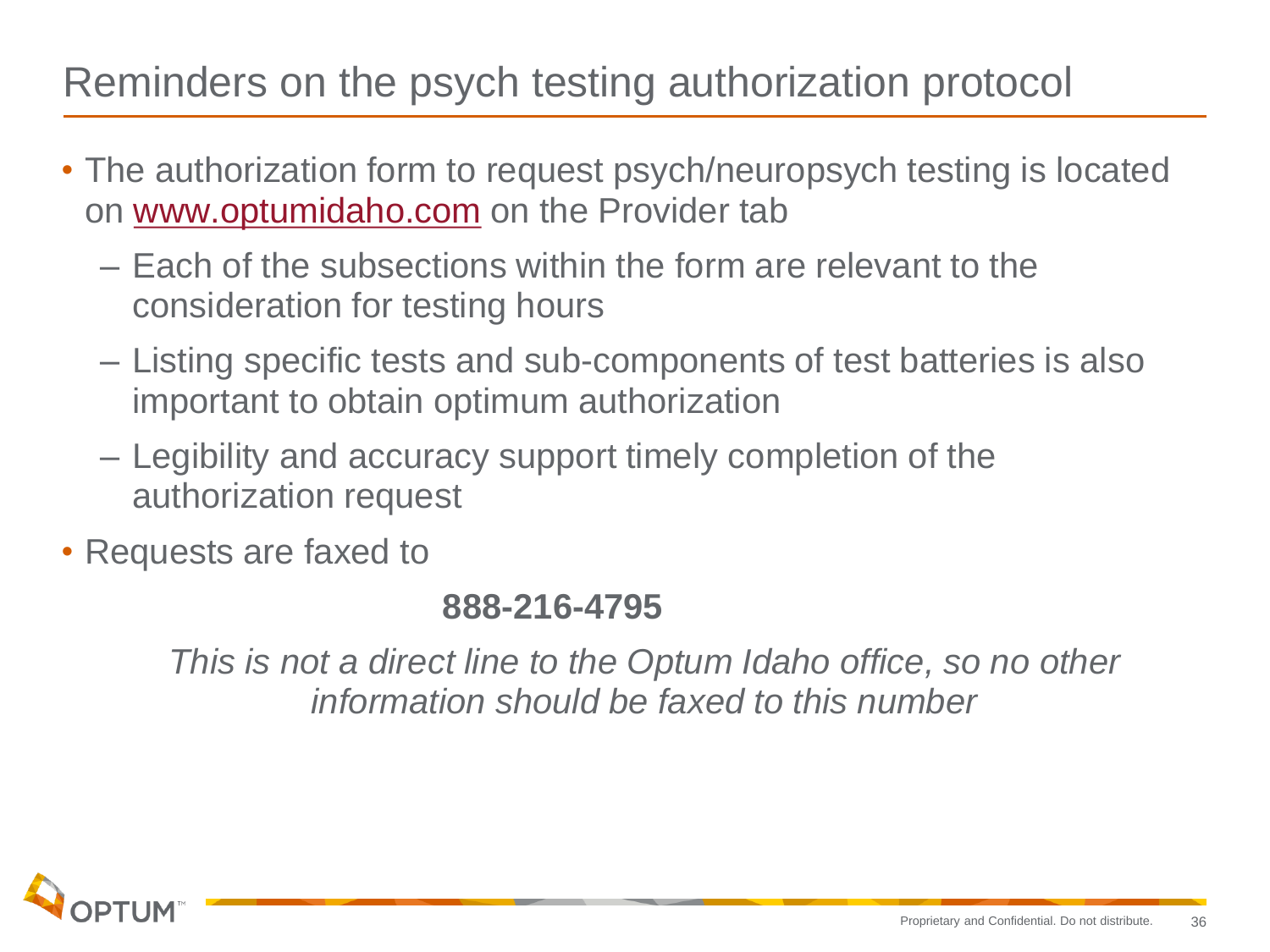# Reminders on the psych testing authorization protocol

- The authorization form to request psych/neuropsych testing is located on [www.optumidaho.com](http://www.optumidaho.com) on the Provider tab
  - Each of the subsections within the form are relevant to the consideration for testing hours
  - Listing specific tests and sub-components of test batteries is also important to obtain optimum authorization
  - Legibility and accuracy support timely completion of the authorization request
- Requests are faxed to

**888-216-4795**

*This is not a direct line to the Optum Idaho office, so no other information should be faxed to this number*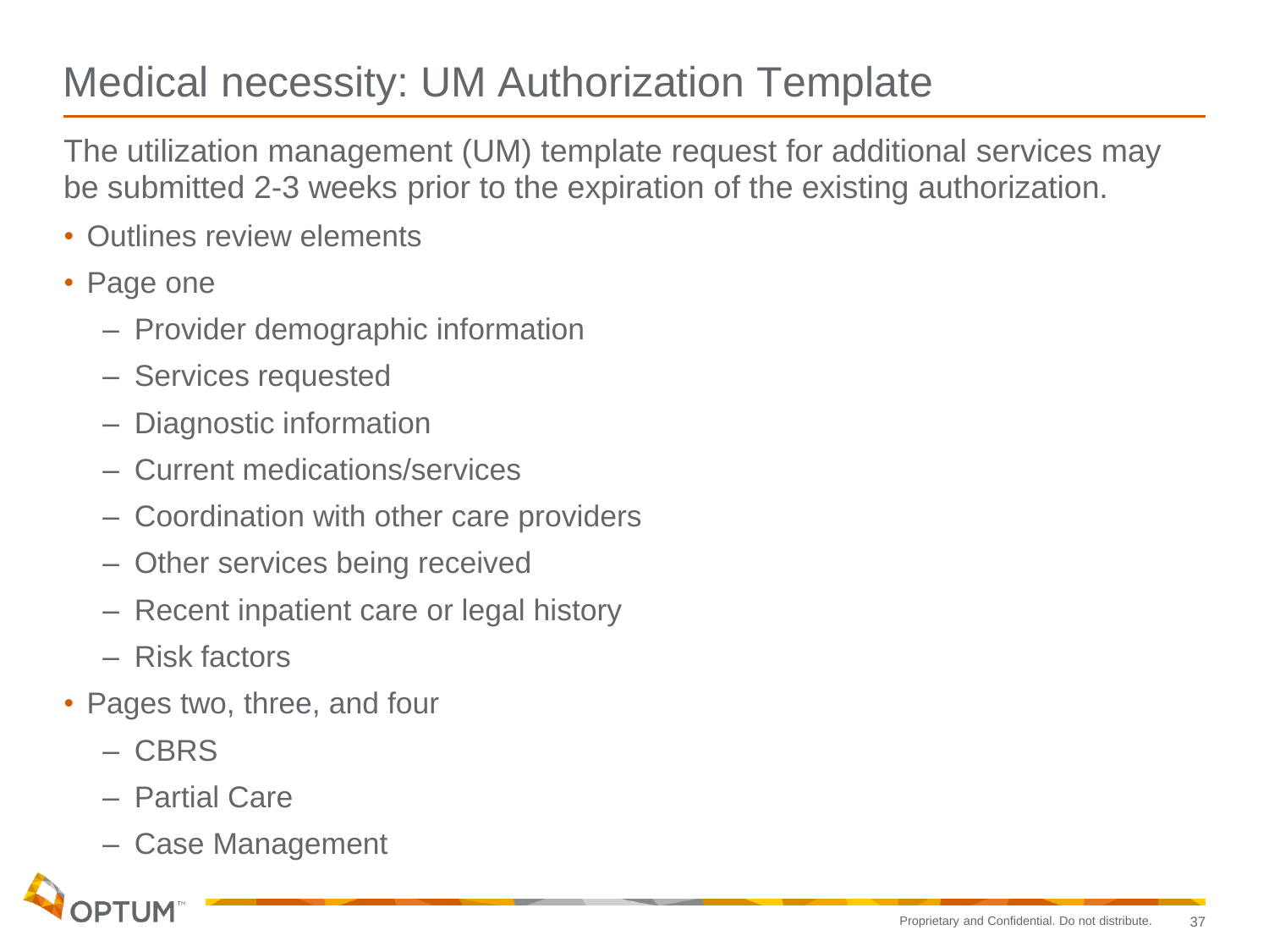# Medical necessity: UM Authorization Template

The utilization management (UM) template request for additional services may be submitted 2-3 weeks prior to the expiration of the existing authorization.

- Outlines review elements
- Page one
  - Provider demographic information
  - Services requested
  - Diagnostic information
  - Current medications/services
  - Coordination with other care providers
  - Other services being received
  - Recent inpatient care or legal history
  - Risk factors
- Pages two, three, and four
  - CBRS
  - Partial Care
  - Case Management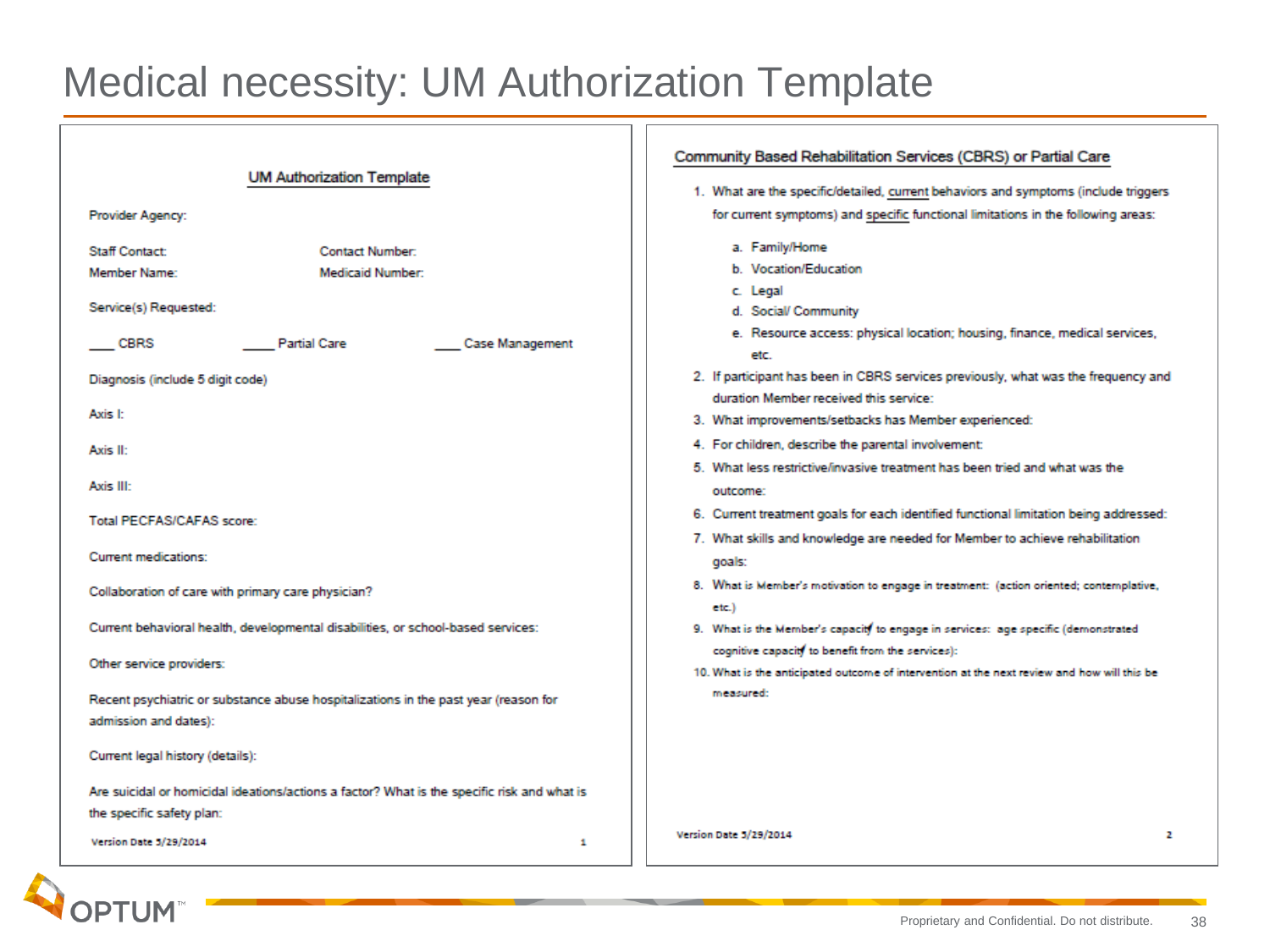# Medical necessity: UM Authorization Template

## UM Authorization Template

Provider Agency:

Staff Contact: Contact Number:

Member Name: Medicaid Number:

Service(s) Requested:

___ CBRS ____ Partial Care ___ Case Management

Diagnosis (include 5 digit code)

Axis I:

Axis II:

Axis III:

Total PECFAS/CAFAS score:

Current medications:

Collaboration of care with primary care physician?

Current behavioral health, developmental disabilities, or school-based services:

Other service providers:

Recent psychiatric or substance abuse hospitalizations in the past year (reason for admission and dates):

Current legal history (details):

Are suicidal or homicidal ideations/actions a factor? What is the specific risk and what is the specific safety plan:

Version Date 5/29/2014

## Community Based Rehabilitation Services (CBRS) or Partial Care

1. What are the specific/detailed, current behaviors and symptoms (include triggers for current symptoms) and specific functional limitations in the following areas:
   a. Family/Home
   b. Vocation/Education
   c. Legal
   d. Social/ Community
   e. Resource access: physical location; housing, finance, medical services, etc.
2. If participant has been in CBRS services previously, what was the frequency and duration Member received this service:
3. What improvements/setbacks has Member experienced:
4. For children, describe the parental involvement:
5. What less restrictive/invasive treatment has been tried and what was the outcome:
6. Current treatment goals for each identified functional limitation being addressed:
7. What skills and knowledge are needed for Member to achieve rehabilitation goals:
8. What is Member's motivation to engage in treatment: (action oriented; contemplative, etc.)
9. What is the Member's capacity to engage in services: age specific (demonstrated cognitive capacity to benefit from the services):
10. What is the anticipated outcome of intervention at the next review and how will this be measured:

Version Date 5/29/2014

Proprietary and Confidential. Do not distribute.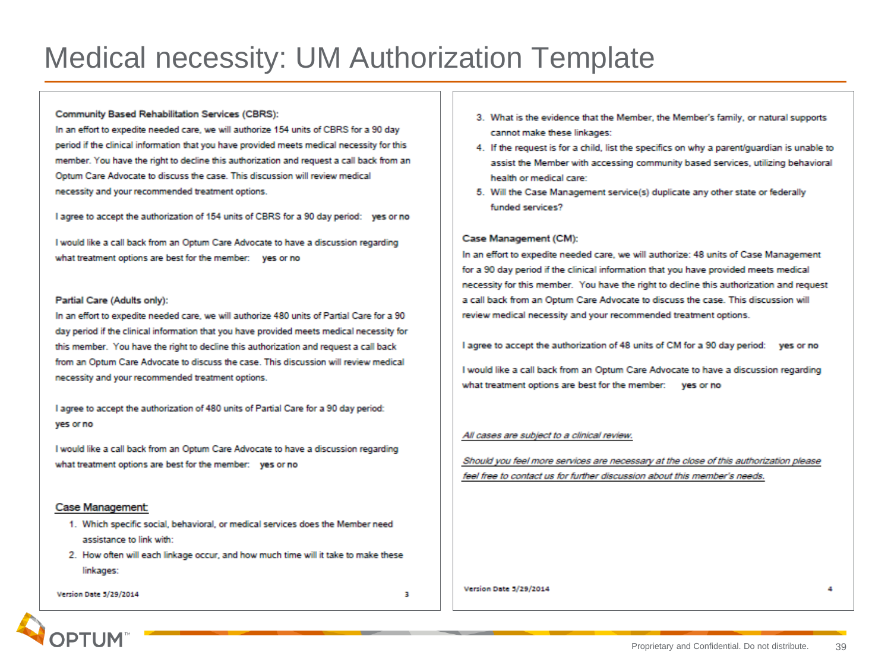# Medical necessity: UM Authorization Template

**Community Based Rehabilitation Services (CBRS):**

In an effort to expedite needed care, we will authorize 154 units of CBRS for a 90 day period if the clinical information that you have provided meets medical necessity for this member. You have the right to decline this authorization and request a call back from an Optum Care Advocate to discuss the case. This discussion will review medical necessity and your recommended treatment options.

I agree to accept the authorization of 154 units of CBRS for a 90 day period: **yes or no**

I would like a call back from an Optum Care Advocate to have a discussion regarding what treatment options are best for the member: **yes or no**

**Partial Care (Adults only):**

In an effort to expedite needed care, we will authorize 480 units of Partial Care for a 90 day period if the clinical information that you have provided meets medical necessity for this member. You have the right to decline this authorization and request a call back from an Optum Care Advocate to discuss the case. This discussion will review medical necessity and your recommended treatment options.

I agree to accept the authorization of 480 units of Partial Care for a 90 day period: **yes or no**

I would like a call back from an Optum Care Advocate to have a discussion regarding what treatment options are best for the member: **yes or no**

**Case Management:**

1. Which specific social, behavioral, or medical services does the Member need assistance to link with:
2. How often will each linkage occur, and how much time will it take to make these linkages:
3. What is the evidence that the Member, the Member's family, or natural supports cannot make these linkages:
4. If the request is for a child, list the specifics on why a parent/guardian is unable to assist the Member with accessing community based services, utilizing behavioral health or medical care:
5. Will the Case Management service(s) duplicate any other state or federally funded services?

**Case Management (CM):**

In an effort to expedite needed care, we will authorize: 48 units of Case Management for a 90 day period if the clinical information that you have provided meets medical necessity for this member. You have the right to decline this authorization and request a call back from an Optum Care Advocate to discuss the case. This discussion will review medical necessity and your recommended treatment options.

I agree to accept the authorization of 48 units of CM for a 90 day period: **yes or no**

I would like a call back from an Optum Care Advocate to have a discussion regarding what treatment options are best for the member: **yes or no**

*All cases are subject to a clinical review.*

*Should you feel more services are necessary at the close of this authorization please feel free to contact us for further discussion about this member's needs.*

Version Date 5/29/2014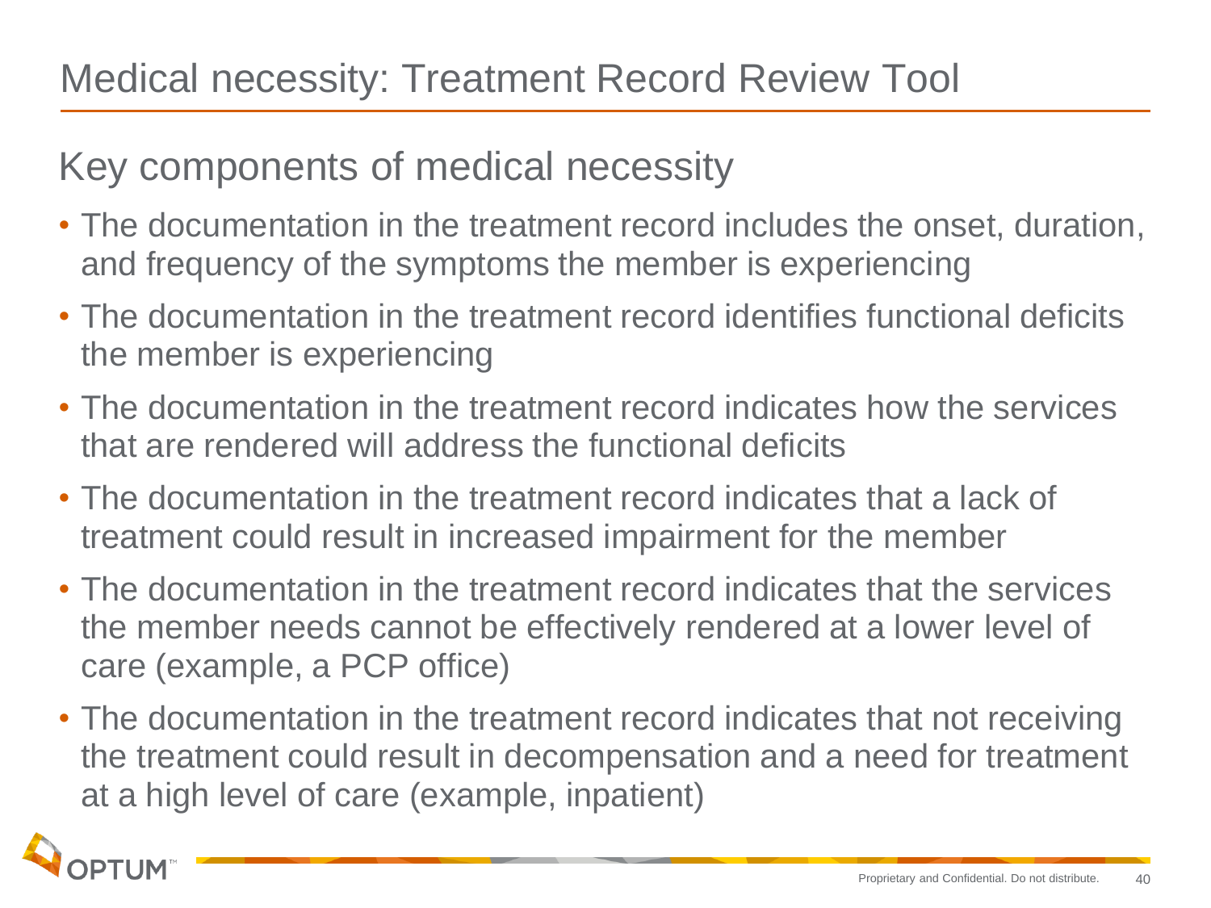# Medical necessity: Treatment Record Review Tool

## Key components of medical necessity

- The documentation in the treatment record includes the onset, duration, and frequency of the symptoms the member is experiencing
- The documentation in the treatment record identifies functional deficits the member is experiencing
- The documentation in the treatment record indicates how the services that are rendered will address the functional deficits
- The documentation in the treatment record indicates that a lack of treatment could result in increased impairment for the member
- The documentation in the treatment record indicates that the services the member needs cannot be effectively rendered at a lower level of care (example, a PCP office)
- The documentation in the treatment record indicates that not receiving the treatment could result in decompensation and a need for treatment at a high level of care (example, inpatient)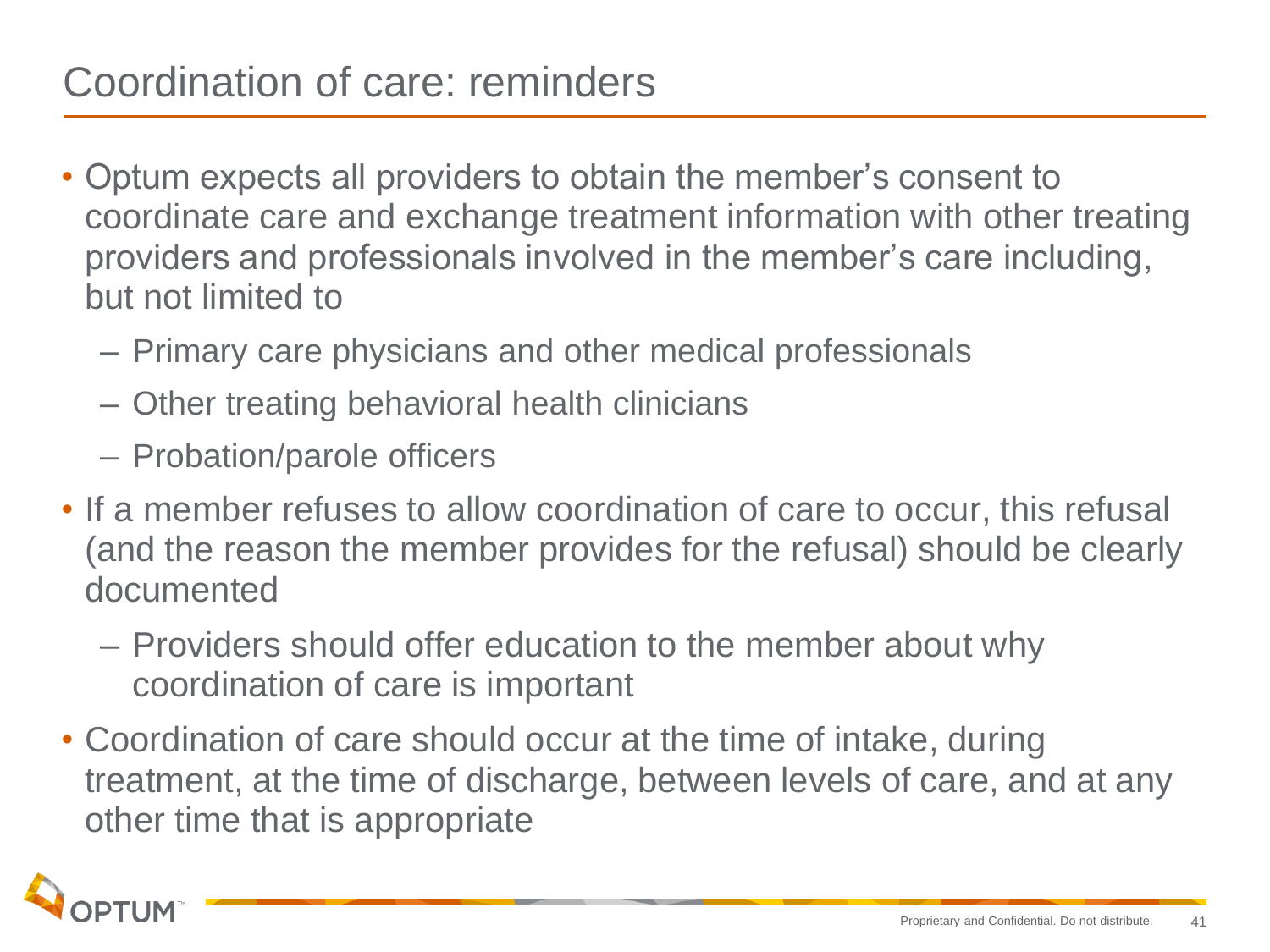# Coordination of care: reminders

- Optum expects all providers to obtain the member's consent to coordinate care and exchange treatment information with other treating providers and professionals involved in the member's care including, but not limited to
  - Primary care physicians and other medical professionals
  - Other treating behavioral health clinicians
  - Probation/parole officers
- If a member refuses to allow coordination of care to occur, this refusal (and the reason the member provides for the refusal) should be clearly documented
  - Providers should offer education to the member about why coordination of care is important
- Coordination of care should occur at the time of intake, during treatment, at the time of discharge, between levels of care, and at any other time that is appropriate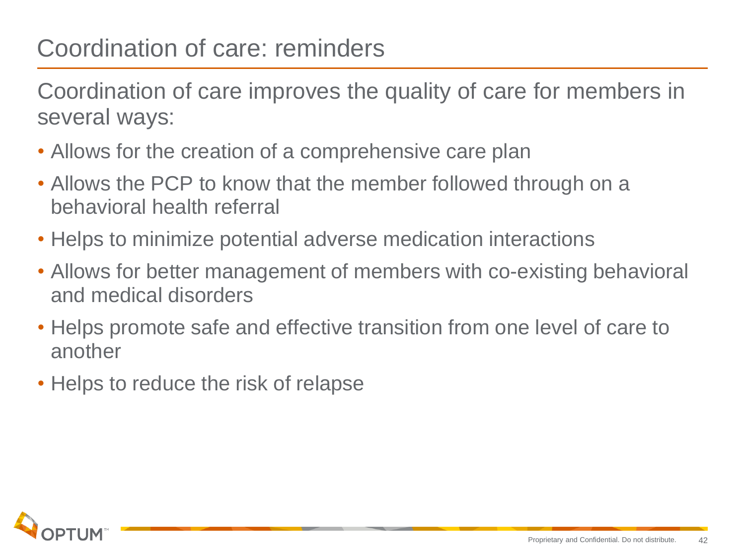# Coordination of care: reminders

Coordination of care improves the quality of care for members in several ways:

- Allows for the creation of a comprehensive care plan
- Allows the PCP to know that the member followed through on a behavioral health referral
- Helps to minimize potential adverse medication interactions
- Allows for better management of members with co-existing behavioral and medical disorders
- Helps promote safe and effective transition from one level of care to another
- Helps to reduce the risk of relapse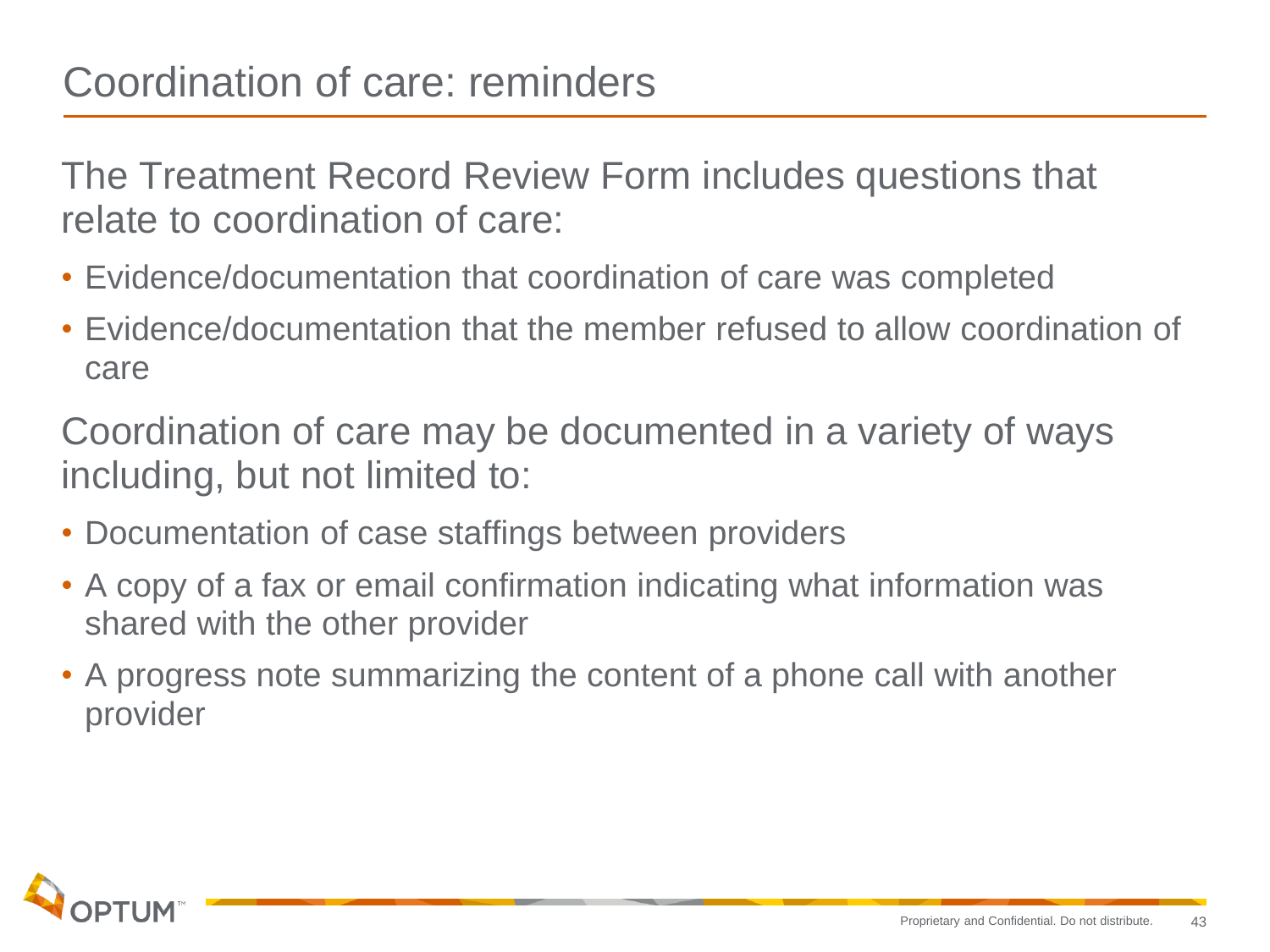# Coordination of care: reminders

The Treatment Record Review Form includes questions that relate to coordination of care:

- Evidence/documentation that coordination of care was completed
- Evidence/documentation that the member refused to allow coordination of care

Coordination of care may be documented in a variety of ways including, but not limited to:

- Documentation of case staffings between providers
- A copy of a fax or email confirmation indicating what information was shared with the other provider
- A progress note summarizing the content of a phone call with another provider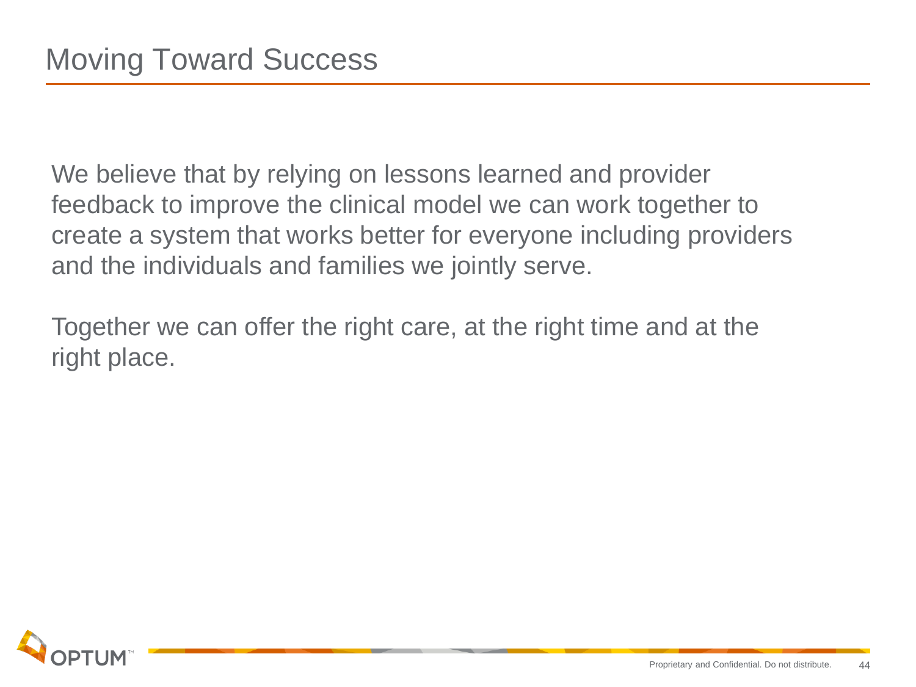# Moving Toward Success

We believe that by relying on lessons learned and provider feedback to improve the clinical model we can work together to create a system that works better for everyone including providers and the individuals and families we jointly serve.

Together we can offer the right care, at the right time and at the right place.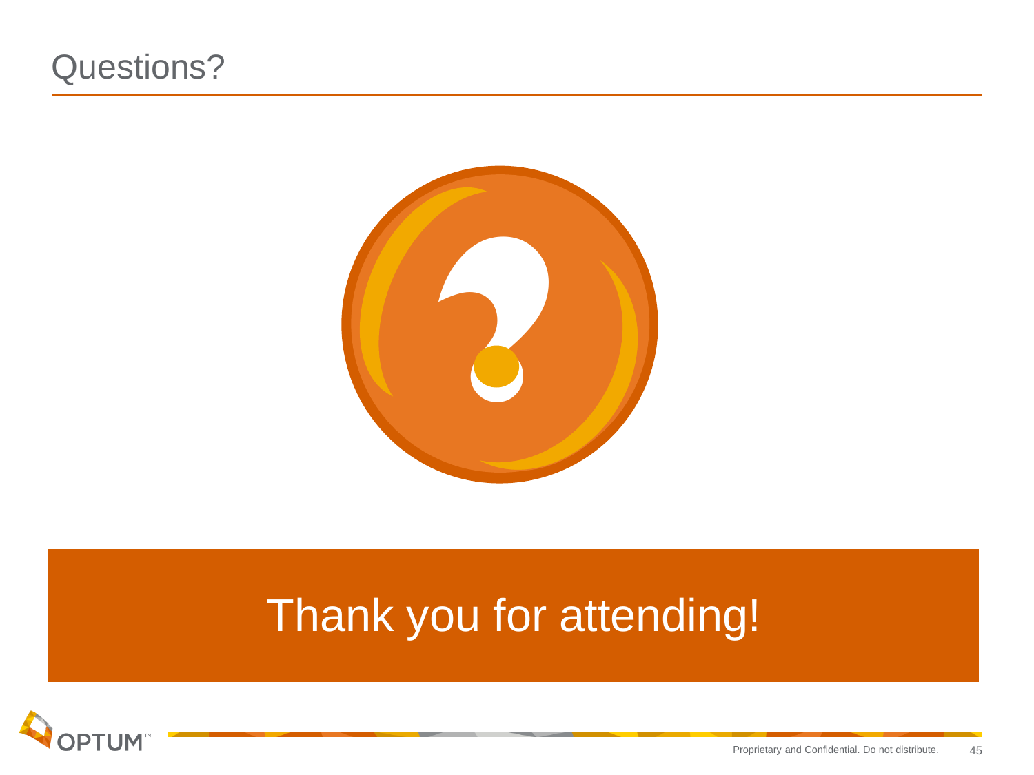# Questions?

Thank you for attending!